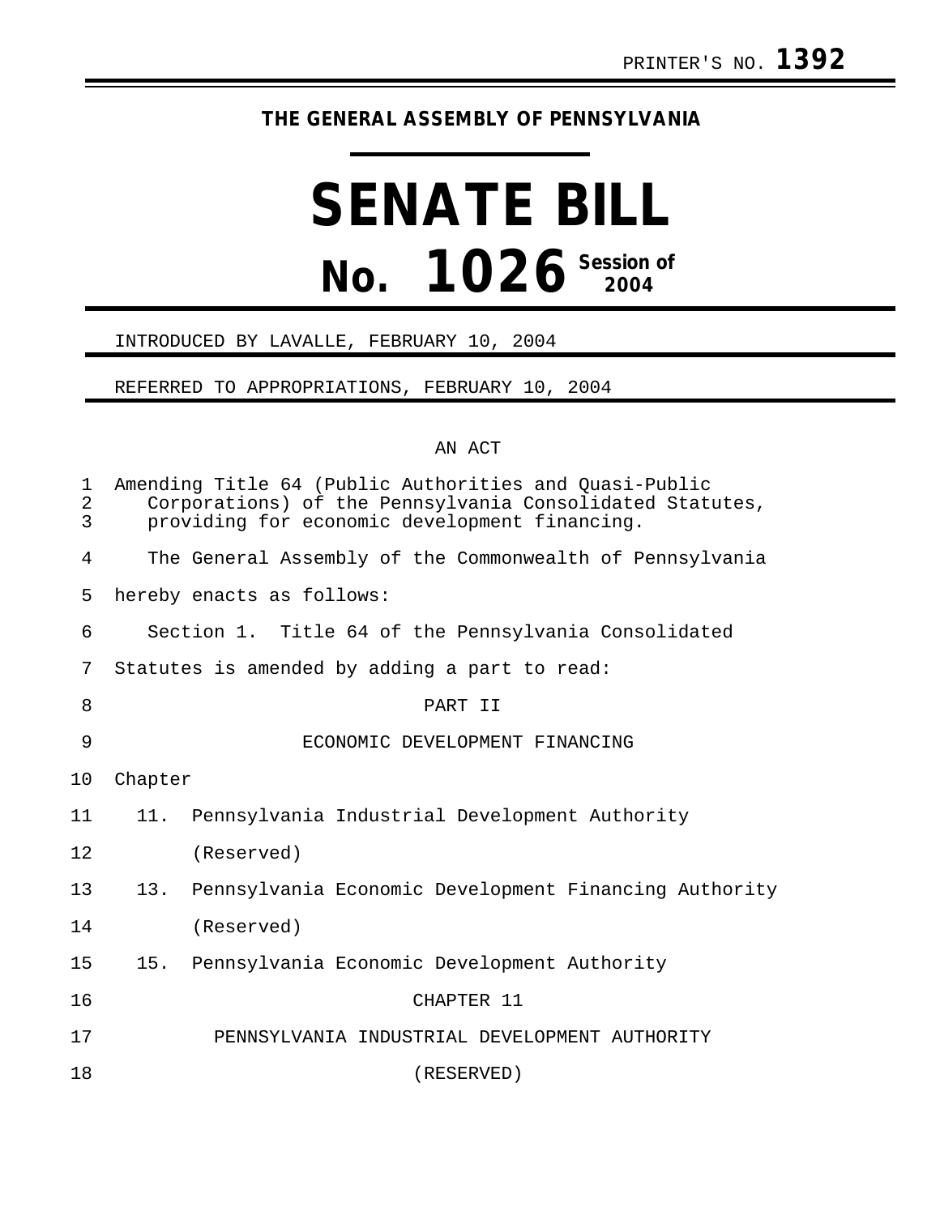PRINTER'S NO. **1392**

**THE GENERAL ASSEMBLY OF PENNSYLVANIA**

# SENATE BILL

# No. 1026 Session of 2004

INTRODUCED BY LAVALLE, FEBRUARY 10, 2004

REFERRED TO APPROPRIATIONS, FEBRUARY 10, 2004

AN ACT

Amending Title 64 (Public Authorities and Quasi-Public Corporations) of the Pennsylvania Consolidated Statutes, providing for economic development financing.

The General Assembly of the Commonwealth of Pennsylvania hereby enacts as follows:

Section 1. Title 64 of the Pennsylvania Consolidated Statutes is amended by adding a part to read:

PART II

ECONOMIC DEVELOPMENT FINANCING

Chapter

11. Pennsylvania Industrial Development Authority (Reserved)
13. Pennsylvania Economic Development Financing Authority (Reserved)
15. Pennsylvania Economic Development Authority

CHAPTER 11

PENNSYLVANIA INDUSTRIAL DEVELOPMENT AUTHORITY

(RESERVED)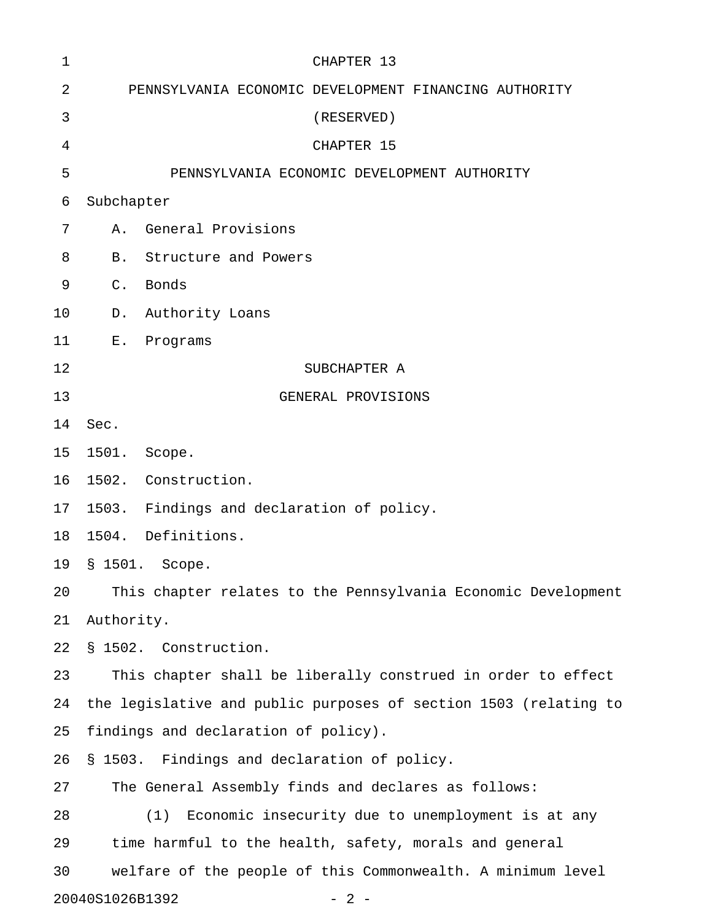# CHAPTER 13

## PENNSYLVANIA ECONOMIC DEVELOPMENT FINANCING AUTHORITY

(RESERVED)

# CHAPTER 15

## PENNSYLVANIA ECONOMIC DEVELOPMENT AUTHORITY

Subchapter

A. General Provisions

B. Structure and Powers

C. Bonds

D. Authority Loans

E. Programs

### SUBCHAPTER A

### GENERAL PROVISIONS

Sec.

1501. Scope.

1502. Construction.

1503. Findings and declaration of policy.

1504. Definitions.

§ 1501. Scope.

This chapter relates to the Pennsylvania Economic Development Authority.

§ 1502. Construction.

This chapter shall be liberally construed in order to effect the legislative and public purposes of section 1503 (relating to findings and declaration of policy).

§ 1503. Findings and declaration of policy.

The General Assembly finds and declares as follows:

(1) Economic insecurity due to unemployment is at any time harmful to the health, safety, morals and general welfare of the people of this Commonwealth. A minimum level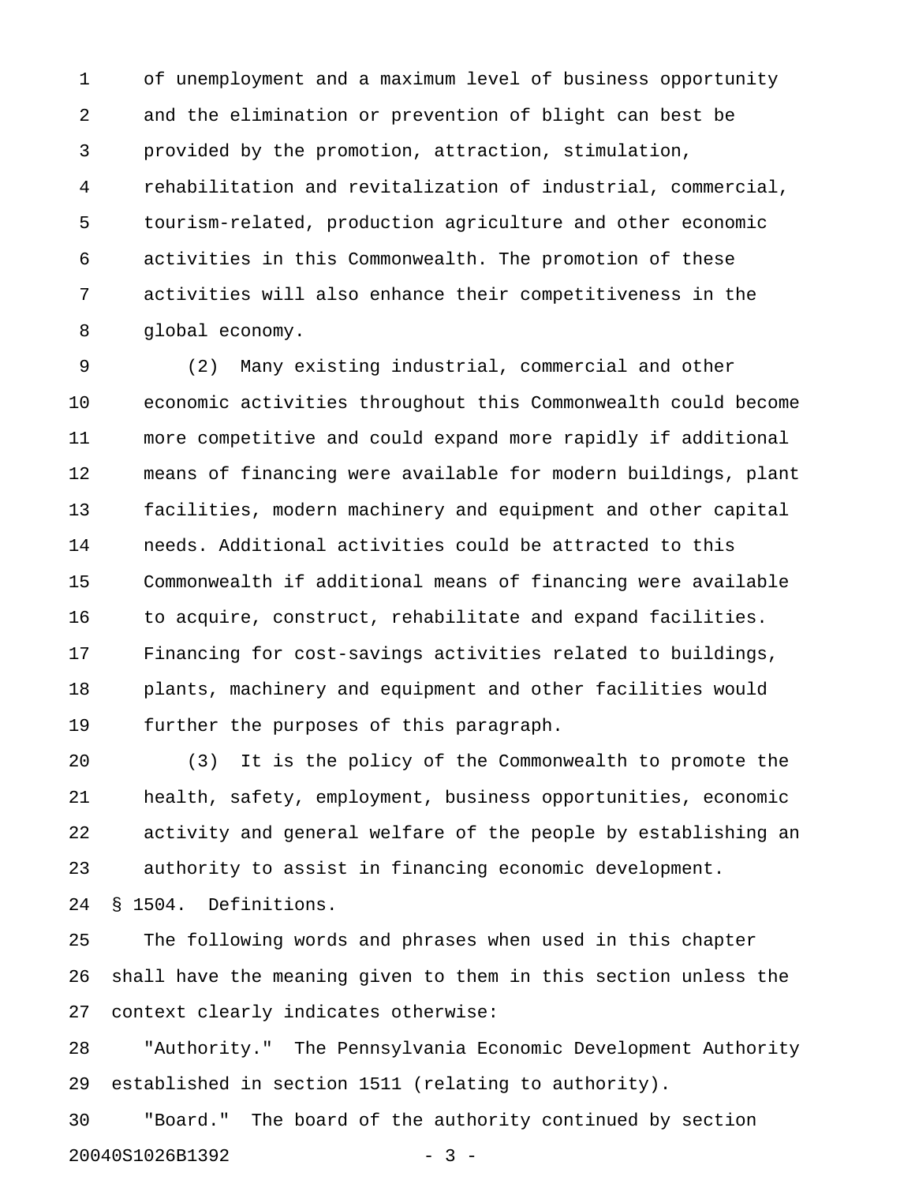of unemployment and a maximum level of business opportunity and the elimination or prevention of blight can best be provided by the promotion, attraction, stimulation, rehabilitation and revitalization of industrial, commercial, tourism-related, production agriculture and other economic activities in this Commonwealth. The promotion of these activities will also enhance their competitiveness in the global economy.

(2) Many existing industrial, commercial and other economic activities throughout this Commonwealth could become more competitive and could expand more rapidly if additional means of financing were available for modern buildings, plant facilities, modern machinery and equipment and other capital needs. Additional activities could be attracted to this Commonwealth if additional means of financing were available to acquire, construct, rehabilitate and expand facilities. Financing for cost-savings activities related to buildings, plants, machinery and equipment and other facilities would further the purposes of this paragraph.

(3) It is the policy of the Commonwealth to promote the health, safety, employment, business opportunities, economic activity and general welfare of the people by establishing an authority to assist in financing economic development.

§ 1504. Definitions.

The following words and phrases when used in this chapter shall have the meaning given to them in this section unless the context clearly indicates otherwise:

"Authority." The Pennsylvania Economic Development Authority established in section 1511 (relating to authority).

"Board." The board of the authority continued by section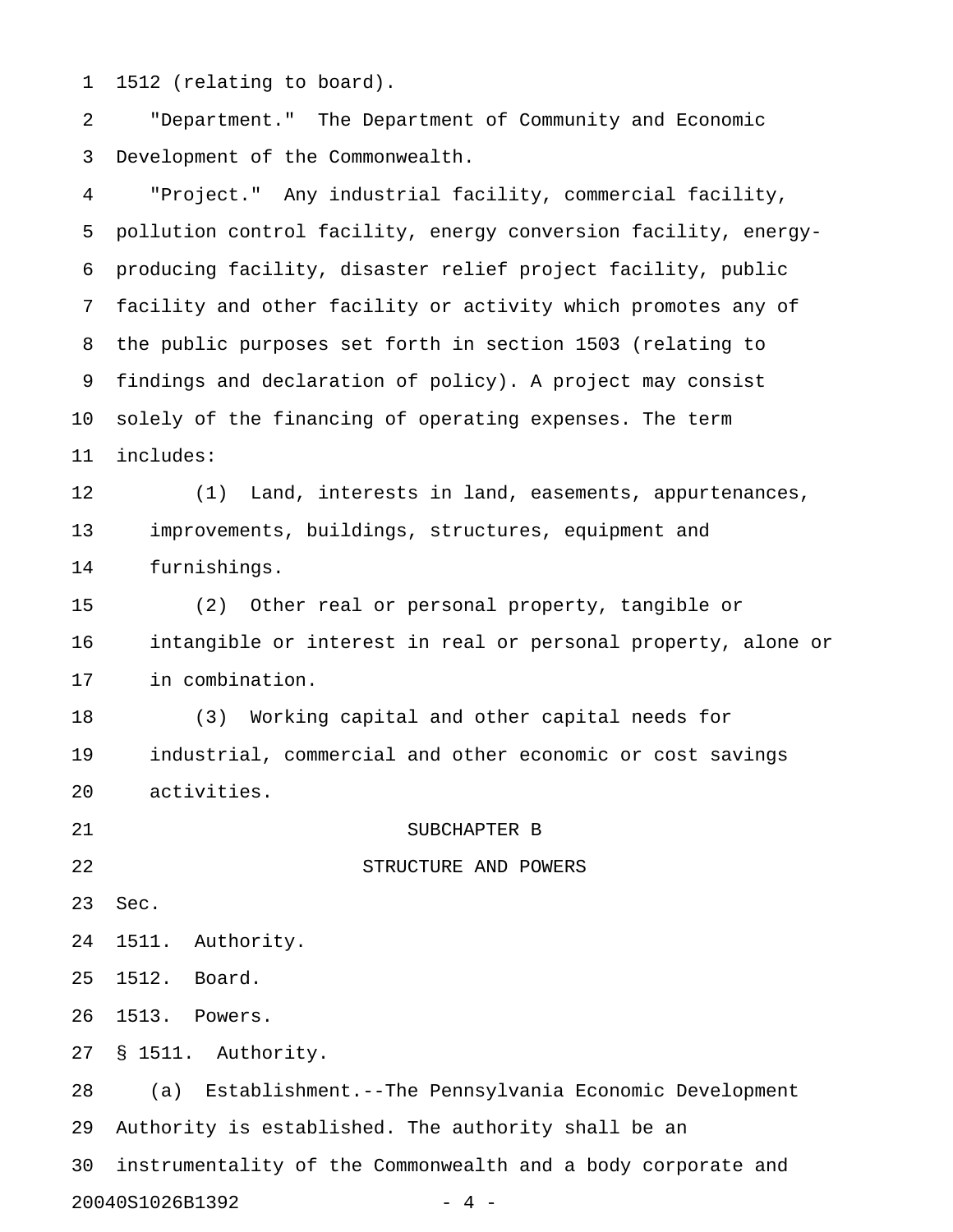1512 (relating to board).

"Department." The Department of Community and Economic Development of the Commonwealth.

"Project." Any industrial facility, commercial facility, pollution control facility, energy conversion facility, energy-producing facility, disaster relief project facility, public facility and other facility or activity which promotes any of the public purposes set forth in section 1503 (relating to findings and declaration of policy). A project may consist solely of the financing of operating expenses. The term includes:

(1) Land, interests in land, easements, appurtenances, improvements, buildings, structures, equipment and furnishings.

(2) Other real or personal property, tangible or intangible or interest in real or personal property, alone or in combination.

(3) Working capital and other capital needs for industrial, commercial and other economic or cost savings activities.

## SUBCHAPTER B

## STRUCTURE AND POWERS

Sec.

1511. Authority.

1512. Board.

1513. Powers.

§ 1511. Authority.

(a) Establishment.--The Pennsylvania Economic Development Authority is established. The authority shall be an instrumentality of the Commonwealth and a body corporate and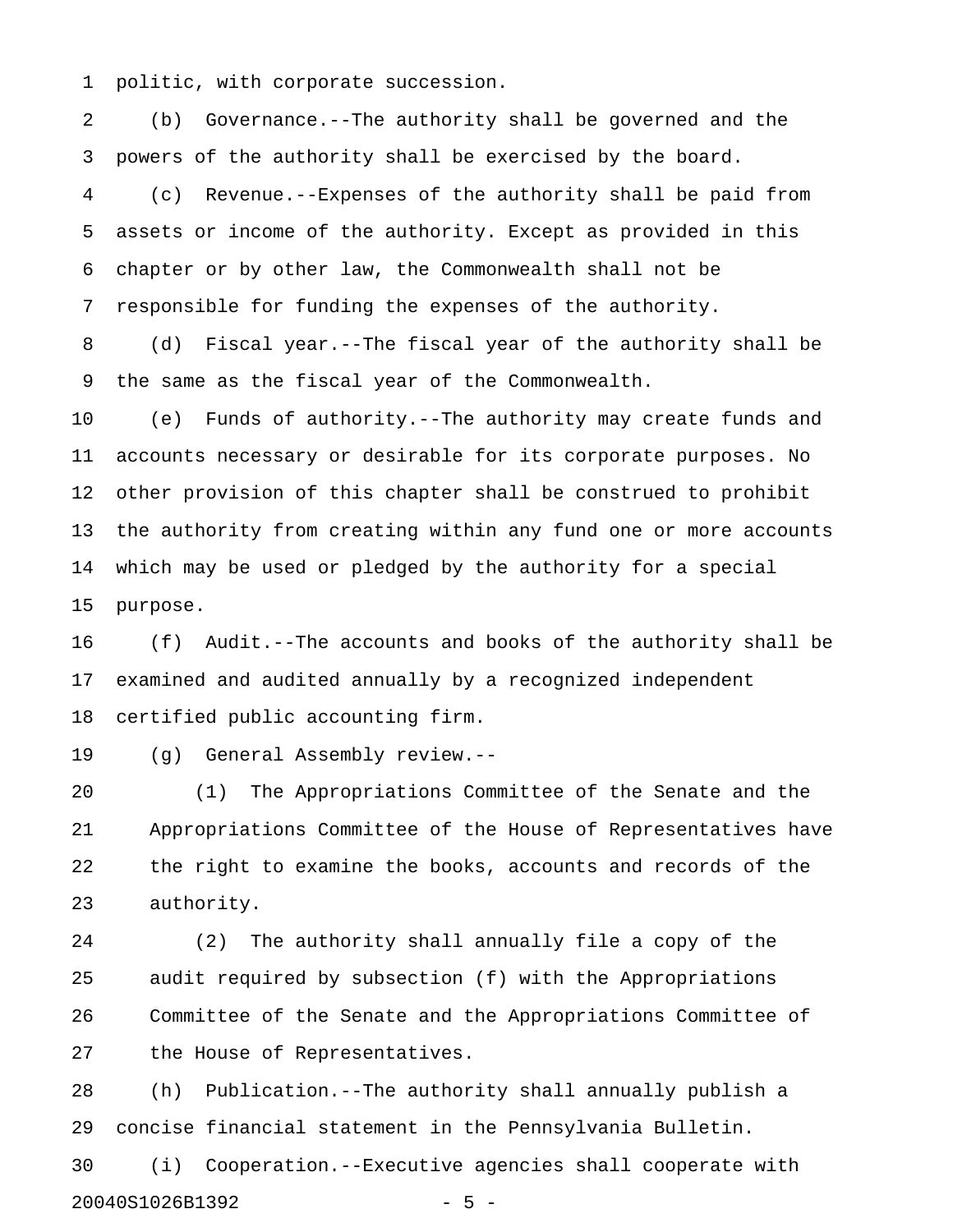politic, with corporate succession.

(b) Governance.--The authority shall be governed and the powers of the authority shall be exercised by the board.

(c) Revenue.--Expenses of the authority shall be paid from assets or income of the authority. Except as provided in this chapter or by other law, the Commonwealth shall not be responsible for funding the expenses of the authority.

(d) Fiscal year.--The fiscal year of the authority shall be the same as the fiscal year of the Commonwealth.

(e) Funds of authority.--The authority may create funds and accounts necessary or desirable for its corporate purposes. No other provision of this chapter shall be construed to prohibit the authority from creating within any fund one or more accounts which may be used or pledged by the authority for a special purpose.

(f) Audit.--The accounts and books of the authority shall be examined and audited annually by a recognized independent certified public accounting firm.

(g) General Assembly review.--

(1) The Appropriations Committee of the Senate and the Appropriations Committee of the House of Representatives have the right to examine the books, accounts and records of the authority.

(2) The authority shall annually file a copy of the audit required by subsection (f) with the Appropriations Committee of the Senate and the Appropriations Committee of the House of Representatives.

(h) Publication.--The authority shall annually publish a concise financial statement in the Pennsylvania Bulletin.

(i) Cooperation.--Executive agencies shall cooperate with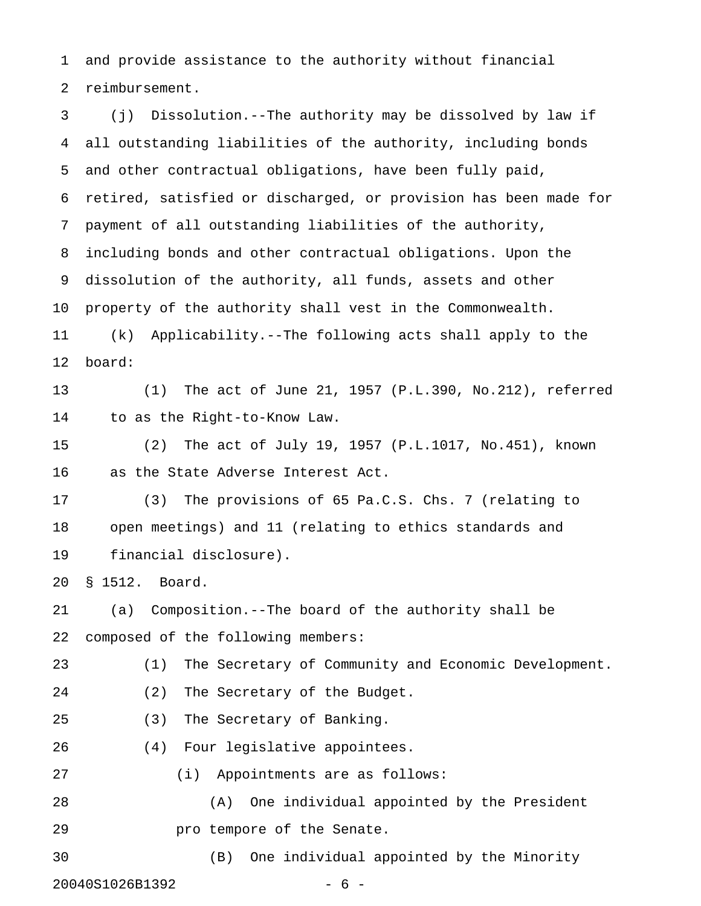and provide assistance to the authority without financial reimbursement.

(j) Dissolution.--The authority may be dissolved by law if all outstanding liabilities of the authority, including bonds and other contractual obligations, have been fully paid, retired, satisfied or discharged, or provision has been made for payment of all outstanding liabilities of the authority, including bonds and other contractual obligations. Upon the dissolution of the authority, all funds, assets and other property of the authority shall vest in the Commonwealth.

(k) Applicability.--The following acts shall apply to the board:

(1) The act of June 21, 1957 (P.L.390, No.212), referred to as the Right-to-Know Law.

(2) The act of July 19, 1957 (P.L.1017, No.451), known as the State Adverse Interest Act.

(3) The provisions of 65 Pa.C.S. Chs. 7 (relating to open meetings) and 11 (relating to ethics standards and financial disclosure).

§ 1512. Board.

(a) Composition.--The board of the authority shall be composed of the following members:

(1) The Secretary of Community and Economic Development.

(2) The Secretary of the Budget.

(3) The Secretary of Banking.

(4) Four legislative appointees.

(i) Appointments are as follows:

(A) One individual appointed by the President pro tempore of the Senate.

(B) One individual appointed by the Minority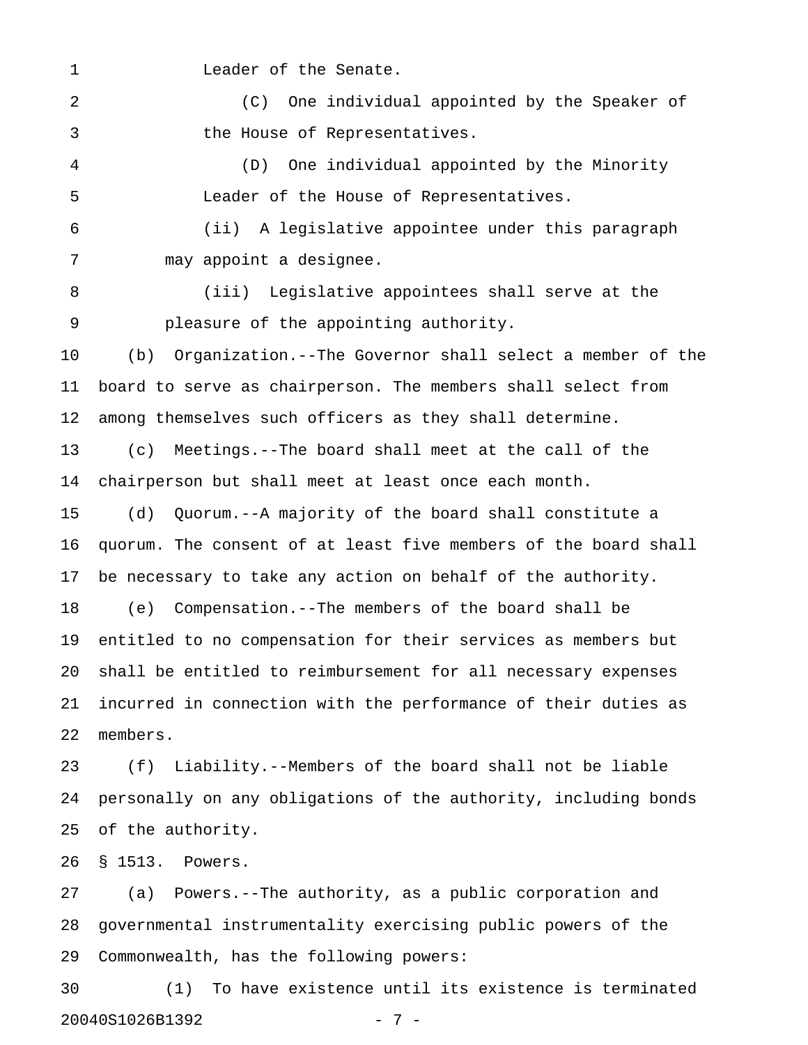Leader of the Senate.

(C) One individual appointed by the Speaker of the House of Representatives.

(D) One individual appointed by the Minority Leader of the House of Representatives.

(ii) A legislative appointee under this paragraph may appoint a designee.

(iii) Legislative appointees shall serve at the pleasure of the appointing authority.

(b) Organization.--The Governor shall select a member of the board to serve as chairperson. The members shall select from among themselves such officers as they shall determine.

(c) Meetings.--The board shall meet at the call of the chairperson but shall meet at least once each month.

(d) Quorum.--A majority of the board shall constitute a quorum. The consent of at least five members of the board shall be necessary to take any action on behalf of the authority.

(e) Compensation.--The members of the board shall be entitled to no compensation for their services as members but shall be entitled to reimbursement for all necessary expenses incurred in connection with the performance of their duties as members.

(f) Liability.--Members of the board shall not be liable personally on any obligations of the authority, including bonds of the authority.

§ 1513. Powers.

(a) Powers.--The authority, as a public corporation and governmental instrumentality exercising public powers of the Commonwealth, has the following powers:

(1) To have existence until its existence is terminated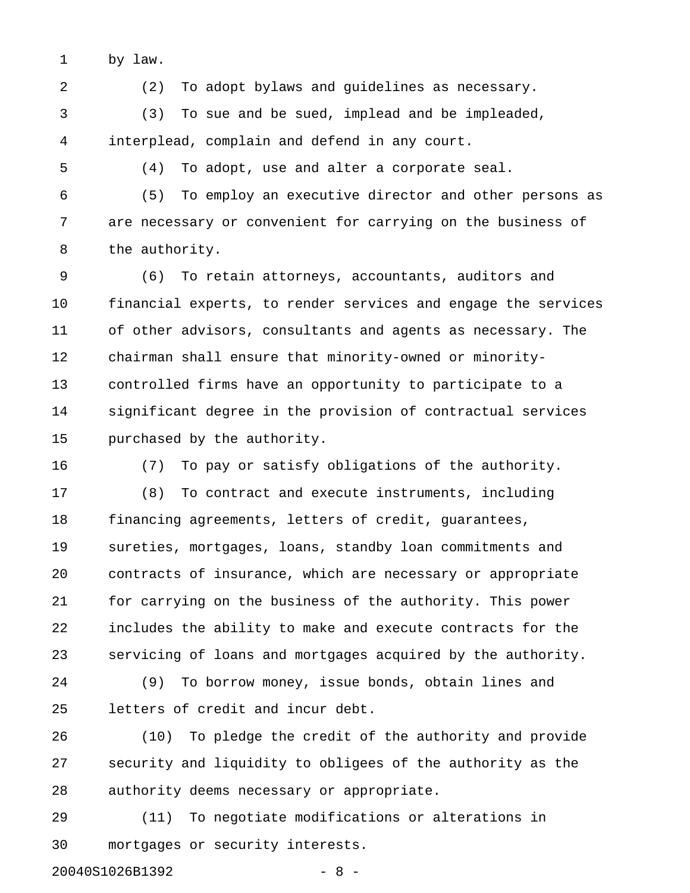by law.

(2) To adopt bylaws and guidelines as necessary.

(3) To sue and be sued, implead and be impleaded, interplead, complain and defend in any court.

(4) To adopt, use and alter a corporate seal.

(5) To employ an executive director and other persons as are necessary or convenient for carrying on the business of the authority.

(6) To retain attorneys, accountants, auditors and financial experts, to render services and engage the services of other advisors, consultants and agents as necessary. The chairman shall ensure that minority-owned or minority-controlled firms have an opportunity to participate to a significant degree in the provision of contractual services purchased by the authority.

(7) To pay or satisfy obligations of the authority.

(8) To contract and execute instruments, including financing agreements, letters of credit, guarantees, sureties, mortgages, loans, standby loan commitments and contracts of insurance, which are necessary or appropriate for carrying on the business of the authority. This power includes the ability to make and execute contracts for the servicing of loans and mortgages acquired by the authority.

(9) To borrow money, issue bonds, obtain lines and letters of credit and incur debt.

(10) To pledge the credit of the authority and provide security and liquidity to obligees of the authority as the authority deems necessary or appropriate.

(11) To negotiate modifications or alterations in mortgages or security interests.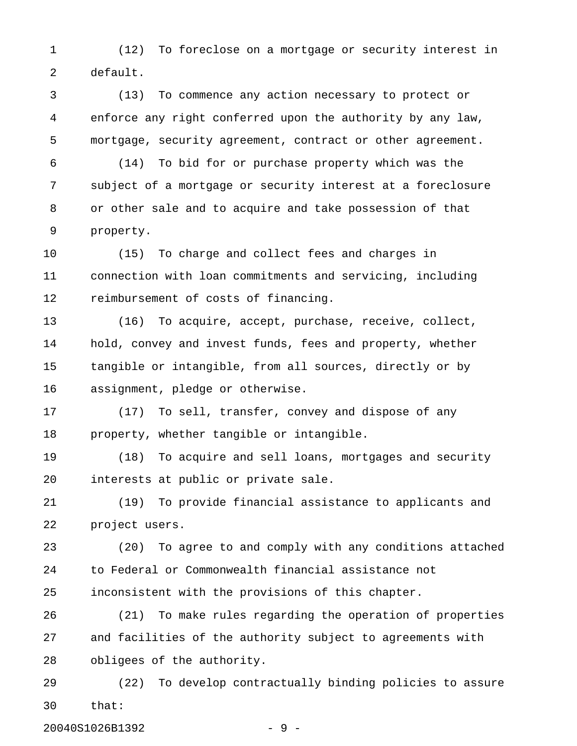(12) To foreclose on a mortgage or security interest in default.

(13) To commence any action necessary to protect or enforce any right conferred upon the authority by any law, mortgage, security agreement, contract or other agreement.

(14) To bid for or purchase property which was the subject of a mortgage or security interest at a foreclosure or other sale and to acquire and take possession of that property.

(15) To charge and collect fees and charges in connection with loan commitments and servicing, including reimbursement of costs of financing.

(16) To acquire, accept, purchase, receive, collect, hold, convey and invest funds, fees and property, whether tangible or intangible, from all sources, directly or by assignment, pledge or otherwise.

(17) To sell, transfer, convey and dispose of any property, whether tangible or intangible.

(18) To acquire and sell loans, mortgages and security interests at public or private sale.

(19) To provide financial assistance to applicants and project users.

(20) To agree to and comply with any conditions attached to Federal or Commonwealth financial assistance not inconsistent with the provisions of this chapter.

(21) To make rules regarding the operation of properties and facilities of the authority subject to agreements with obligees of the authority.

(22) To develop contractually binding policies to assure that: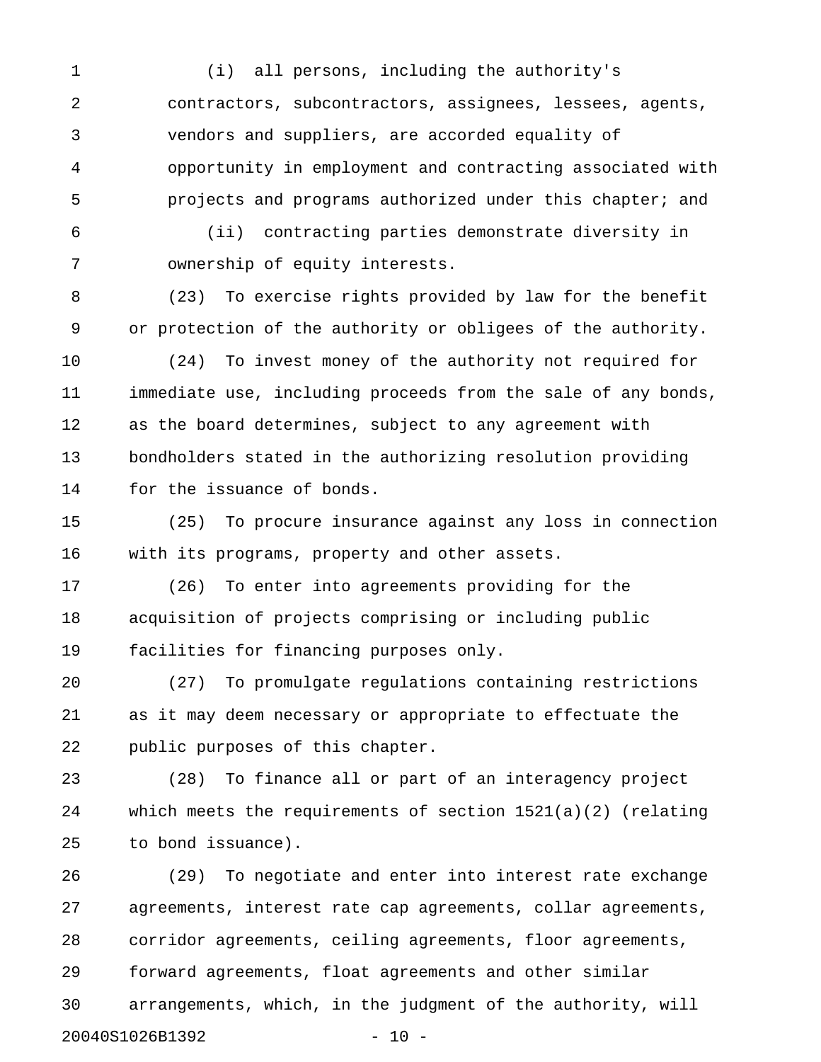(i) all persons, including the authority's contractors, subcontractors, assignees, lessees, agents, vendors and suppliers, are accorded equality of opportunity in employment and contracting associated with projects and programs authorized under this chapter; and

(ii) contracting parties demonstrate diversity in ownership of equity interests.

(23) To exercise rights provided by law for the benefit or protection of the authority or obligees of the authority.

(24) To invest money of the authority not required for immediate use, including proceeds from the sale of any bonds, as the board determines, subject to any agreement with bondholders stated in the authorizing resolution providing for the issuance of bonds.

(25) To procure insurance against any loss in connection with its programs, property and other assets.

(26) To enter into agreements providing for the acquisition of projects comprising or including public facilities for financing purposes only.

(27) To promulgate regulations containing restrictions as it may deem necessary or appropriate to effectuate the public purposes of this chapter.

(28) To finance all or part of an interagency project which meets the requirements of section 1521(a)(2) (relating to bond issuance).

(29) To negotiate and enter into interest rate exchange agreements, interest rate cap agreements, collar agreements, corridor agreements, ceiling agreements, floor agreements, forward agreements, float agreements and other similar arrangements, which, in the judgment of the authority, will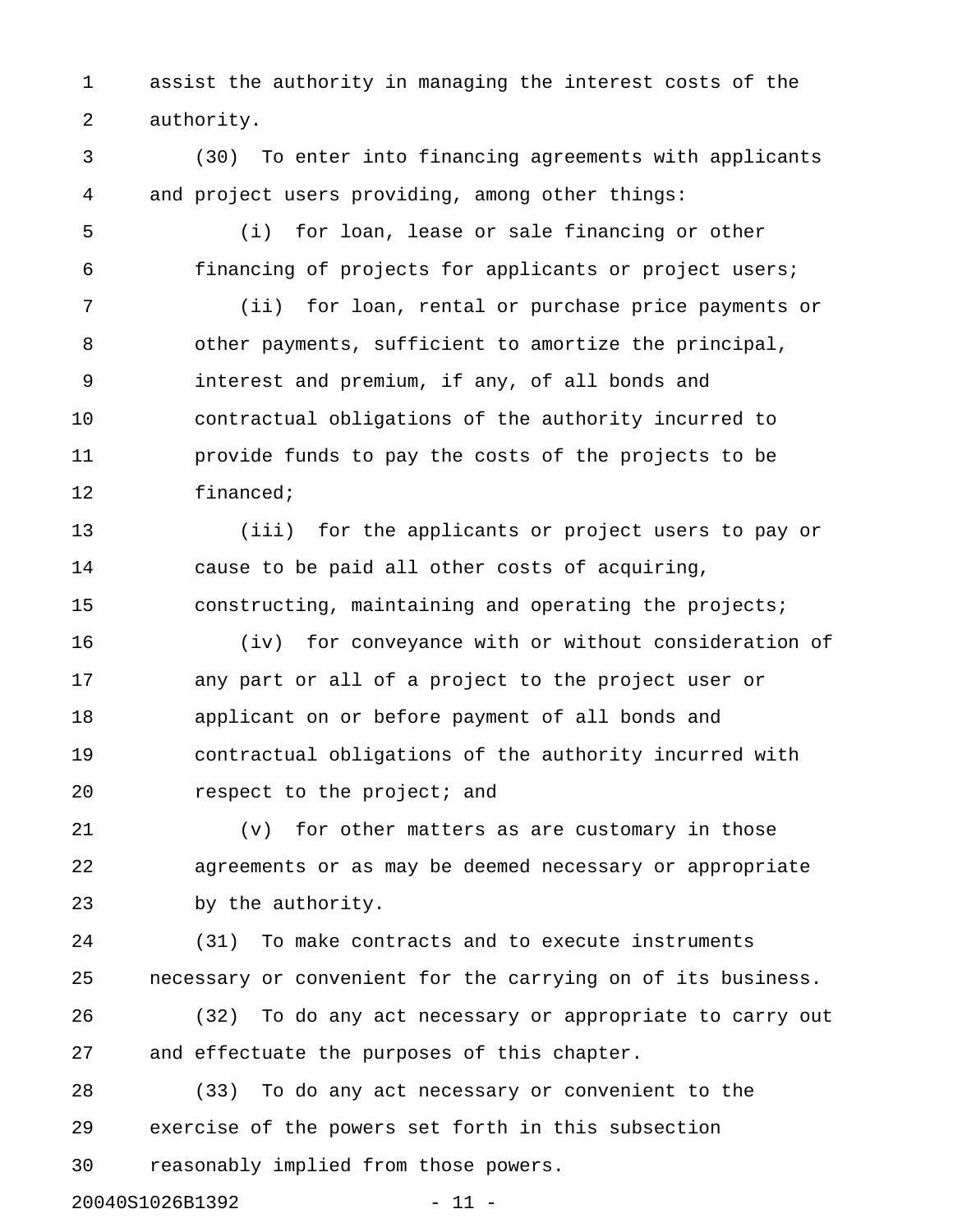assist the authority in managing the interest costs of the authority.

(30) To enter into financing agreements with applicants and project users providing, among other things:

(i) for loan, lease or sale financing or other financing of projects for applicants or project users;

(ii) for loan, rental or purchase price payments or other payments, sufficient to amortize the principal, interest and premium, if any, of all bonds and contractual obligations of the authority incurred to provide funds to pay the costs of the projects to be financed;

(iii) for the applicants or project users to pay or cause to be paid all other costs of acquiring, constructing, maintaining and operating the projects;

(iv) for conveyance with or without consideration of any part or all of a project to the project user or applicant on or before payment of all bonds and contractual obligations of the authority incurred with respect to the project; and

(v) for other matters as are customary in those agreements or as may be deemed necessary or appropriate by the authority.

(31) To make contracts and to execute instruments necessary or convenient for the carrying on of its business.

(32) To do any act necessary or appropriate to carry out and effectuate the purposes of this chapter.

(33) To do any act necessary or convenient to the exercise of the powers set forth in this subsection reasonably implied from those powers.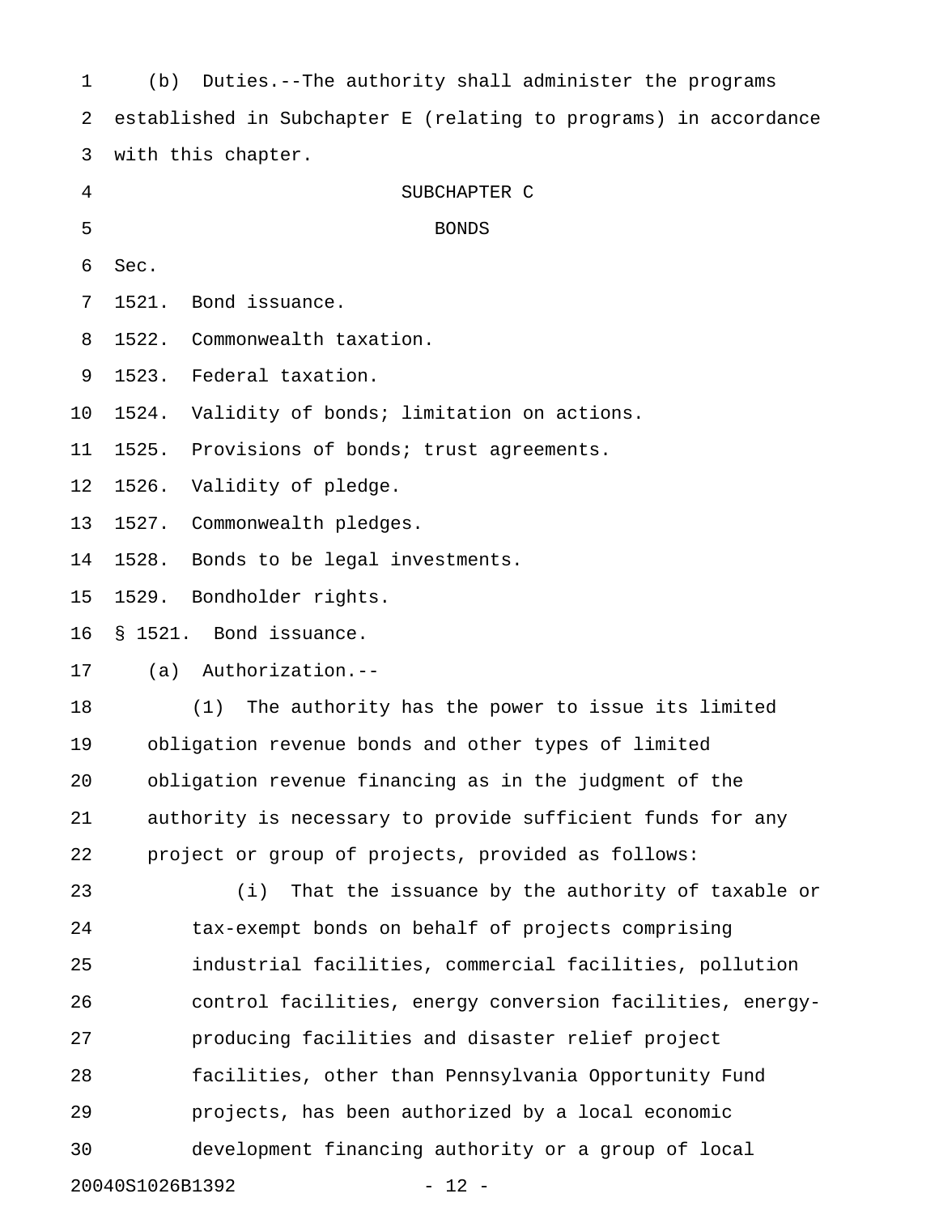(b) Duties.--The authority shall administer the programs established in Subchapter E (relating to programs) in accordance with this chapter.

## SUBCHAPTER C
## BONDS

Sec.

1521. Bond issuance.

1522. Commonwealth taxation.

1523. Federal taxation.

1524. Validity of bonds; limitation on actions.

1525. Provisions of bonds; trust agreements.

1526. Validity of pledge.

1527. Commonwealth pledges.

1528. Bonds to be legal investments.

1529. Bondholder rights.

### § 1521. Bond issuance.

(a) Authorization.--

(1) The authority has the power to issue its limited obligation revenue bonds and other types of limited obligation revenue financing as in the judgment of the authority is necessary to provide sufficient funds for any project or group of projects, provided as follows:

(i) That the issuance by the authority of taxable or tax-exempt bonds on behalf of projects comprising industrial facilities, commercial facilities, pollution control facilities, energy conversion facilities, energy-producing facilities and disaster relief project facilities, other than Pennsylvania Opportunity Fund projects, has been authorized by a local economic development financing authority or a group of local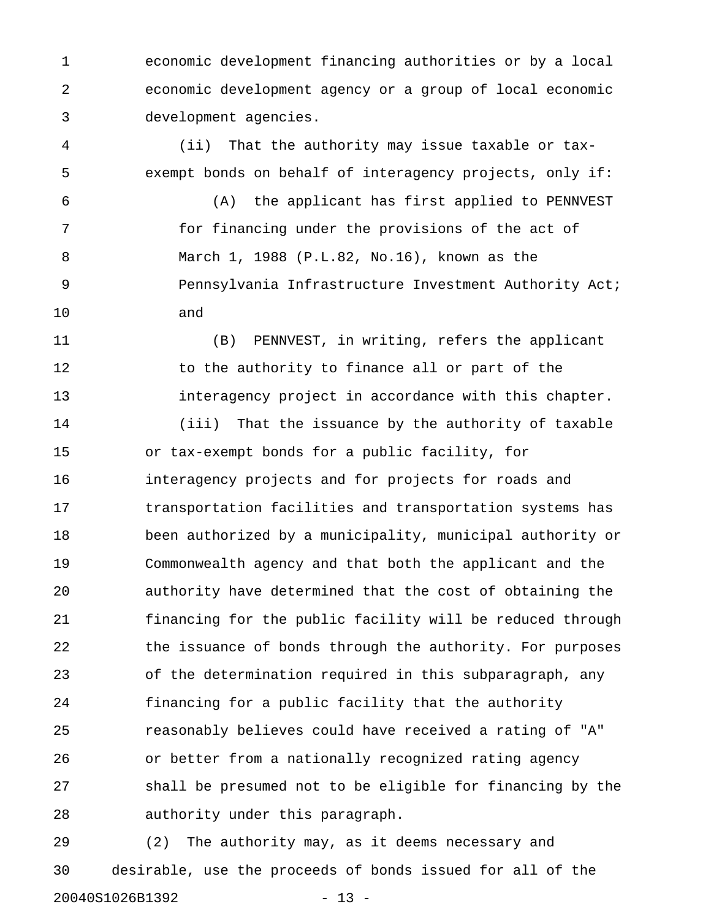economic development financing authorities or by a local economic development agency or a group of local economic development agencies.

(ii) That the authority may issue taxable or tax-exempt bonds on behalf of interagency projects, only if:

(A) the applicant has first applied to PENNVEST for financing under the provisions of the act of March 1, 1988 (P.L.82, No.16), known as the Pennsylvania Infrastructure Investment Authority Act; and

(B) PENNVEST, in writing, refers the applicant to the authority to finance all or part of the interagency project in accordance with this chapter.

(iii) That the issuance by the authority of taxable or tax-exempt bonds for a public facility, for interagency projects and for projects for roads and transportation facilities and transportation systems has been authorized by a municipality, municipal authority or Commonwealth agency and that both the applicant and the authority have determined that the cost of obtaining the financing for the public facility will be reduced through the issuance of bonds through the authority. For purposes of the determination required in this subparagraph, any financing for a public facility that the authority reasonably believes could have received a rating of "A" or better from a nationally recognized rating agency shall be presumed not to be eligible for financing by the authority under this paragraph.

(2) The authority may, as it deems necessary and desirable, use the proceeds of bonds issued for all of the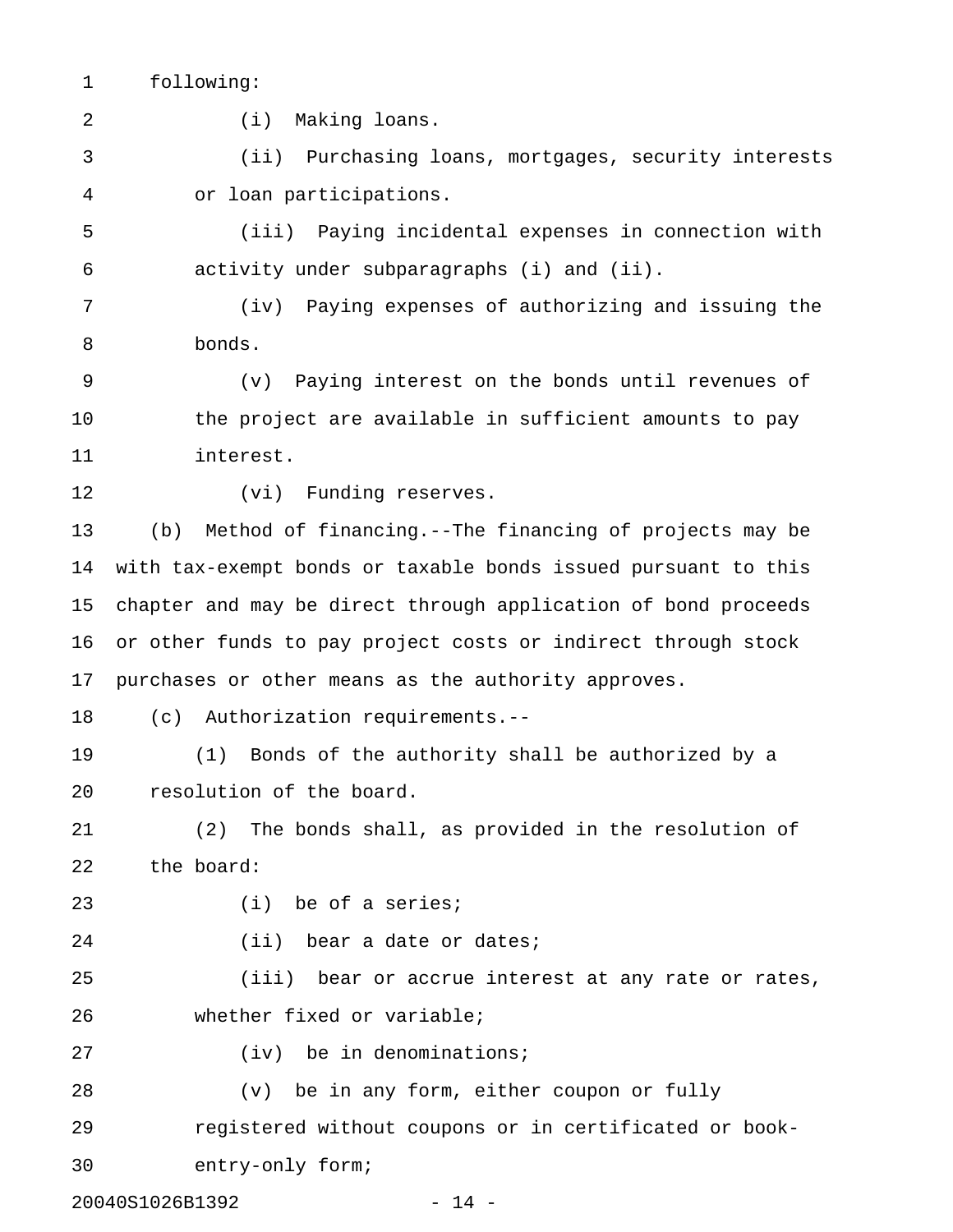following:

(i) Making loans.

(ii) Purchasing loans, mortgages, security interests or loan participations.

(iii) Paying incidental expenses in connection with activity under subparagraphs (i) and (ii).

(iv) Paying expenses of authorizing and issuing the bonds.

(v) Paying interest on the bonds until revenues of the project are available in sufficient amounts to pay interest.

(vi) Funding reserves.

(b) Method of financing.--The financing of projects may be with tax-exempt bonds or taxable bonds issued pursuant to this chapter and may be direct through application of bond proceeds or other funds to pay project costs or indirect through stock purchases or other means as the authority approves.

(c) Authorization requirements.--

(1) Bonds of the authority shall be authorized by a resolution of the board.

(2) The bonds shall, as provided in the resolution of the board:

(i) be of a series;

(ii) bear a date or dates;

(iii) bear or accrue interest at any rate or rates, whether fixed or variable;

(iv) be in denominations;

(v) be in any form, either coupon or fully registered without coupons or in certificated or book-entry-only form;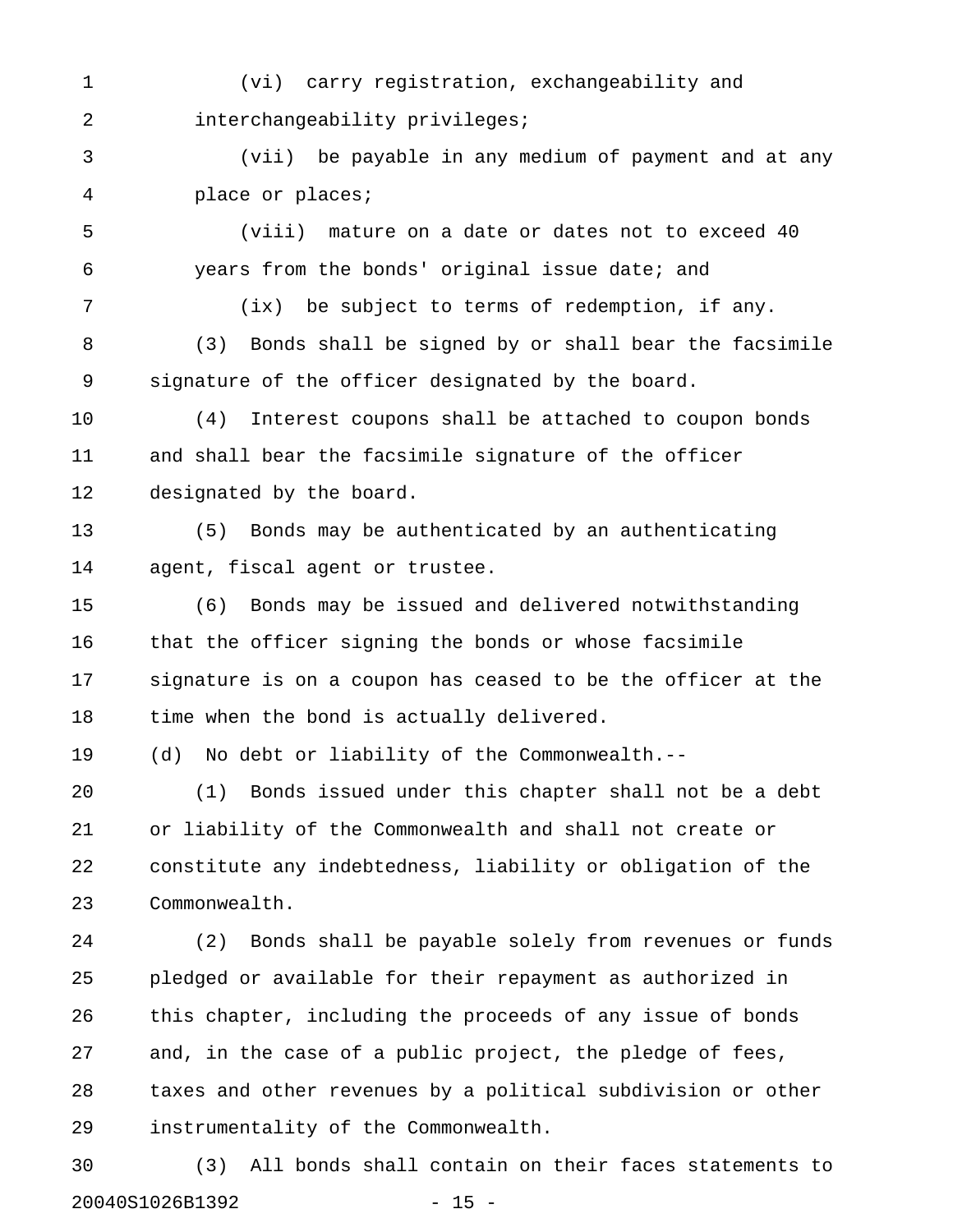(vi) carry registration, exchangeability and interchangeability privileges;

(vii) be payable in any medium of payment and at any place or places;

(viii) mature on a date or dates not to exceed 40 years from the bonds' original issue date; and

(ix) be subject to terms of redemption, if any.

(3) Bonds shall be signed by or shall bear the facsimile signature of the officer designated by the board.

(4) Interest coupons shall be attached to coupon bonds and shall bear the facsimile signature of the officer designated by the board.

(5) Bonds may be authenticated by an authenticating agent, fiscal agent or trustee.

(6) Bonds may be issued and delivered notwithstanding that the officer signing the bonds or whose facsimile signature is on a coupon has ceased to be the officer at the time when the bond is actually delivered.

(d) No debt or liability of the Commonwealth.--

(1) Bonds issued under this chapter shall not be a debt or liability of the Commonwealth and shall not create or constitute any indebtedness, liability or obligation of the Commonwealth.

(2) Bonds shall be payable solely from revenues or funds pledged or available for their repayment as authorized in this chapter, including the proceeds of any issue of bonds and, in the case of a public project, the pledge of fees, taxes and other revenues by a political subdivision or other instrumentality of the Commonwealth.

(3) All bonds shall contain on their faces statements to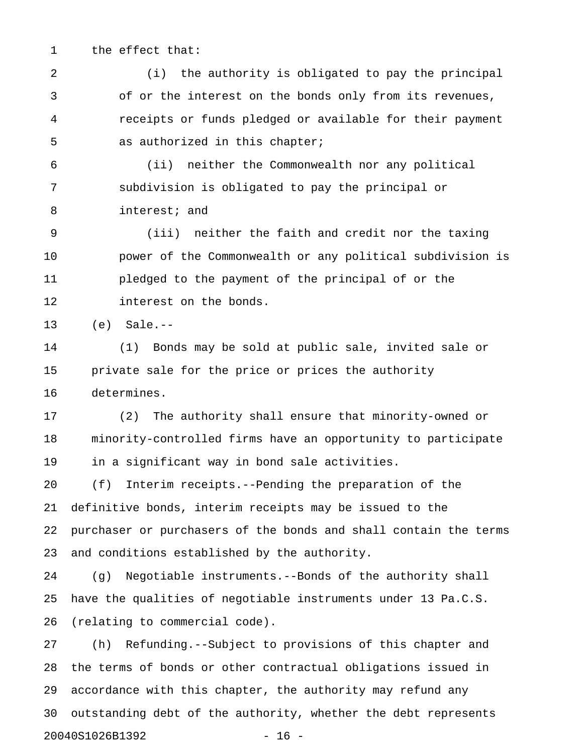the effect that:

(i) the authority is obligated to pay the principal of or the interest on the bonds only from its revenues, receipts or funds pledged or available for their payment as authorized in this chapter;

(ii) neither the Commonwealth nor any political subdivision is obligated to pay the principal or interest; and

(iii) neither the faith and credit nor the taxing power of the Commonwealth or any political subdivision is pledged to the payment of the principal of or the interest on the bonds.

(e) Sale.--

(1) Bonds may be sold at public sale, invited sale or private sale for the price or prices the authority determines.

(2) The authority shall ensure that minority-owned or minority-controlled firms have an opportunity to participate in a significant way in bond sale activities.

(f) Interim receipts.--Pending the preparation of the definitive bonds, interim receipts may be issued to the purchaser or purchasers of the bonds and shall contain the terms and conditions established by the authority.

(g) Negotiable instruments.--Bonds of the authority shall have the qualities of negotiable instruments under 13 Pa.C.S. (relating to commercial code).

(h) Refunding.--Subject to provisions of this chapter and the terms of bonds or other contractual obligations issued in accordance with this chapter, the authority may refund any outstanding debt of the authority, whether the debt represents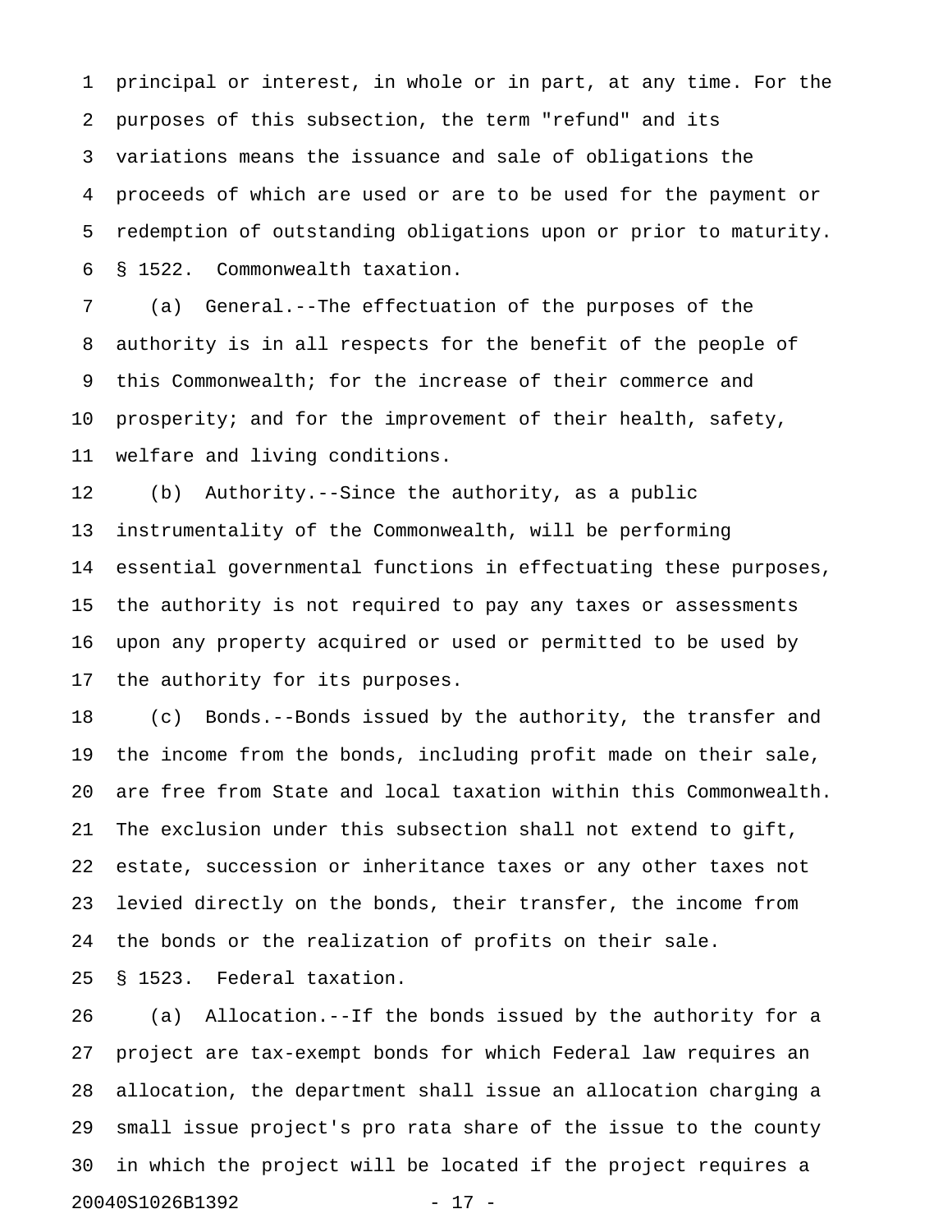principal or interest, in whole or in part, at any time. For the purposes of this subsection, the term "refund" and its variations means the issuance and sale of obligations the proceeds of which are used or are to be used for the payment or redemption of outstanding obligations upon or prior to maturity.

§ 1522. Commonwealth taxation.

(a) General.--The effectuation of the purposes of the authority is in all respects for the benefit of the people of this Commonwealth; for the increase of their commerce and prosperity; and for the improvement of their health, safety, welfare and living conditions.

(b) Authority.--Since the authority, as a public instrumentality of the Commonwealth, will be performing essential governmental functions in effectuating these purposes, the authority is not required to pay any taxes or assessments upon any property acquired or used or permitted to be used by the authority for its purposes.

(c) Bonds.--Bonds issued by the authority, the transfer and the income from the bonds, including profit made on their sale, are free from State and local taxation within this Commonwealth. The exclusion under this subsection shall not extend to gift, estate, succession or inheritance taxes or any other taxes not levied directly on the bonds, their transfer, the income from the bonds or the realization of profits on their sale.

§ 1523. Federal taxation.

(a) Allocation.--If the bonds issued by the authority for a project are tax-exempt bonds for which Federal law requires an allocation, the department shall issue an allocation charging a small issue project's pro rata share of the issue to the county in which the project will be located if the project requires a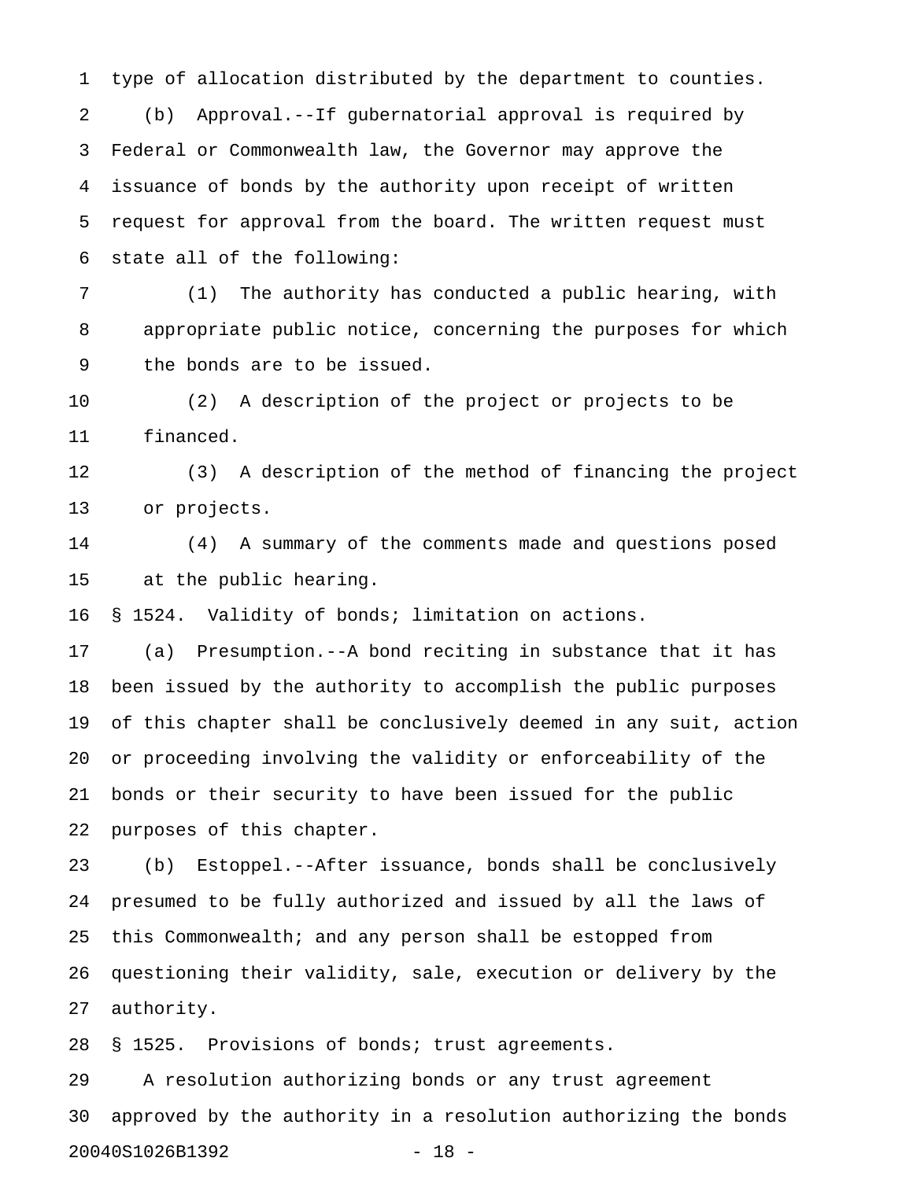type of allocation distributed by the department to counties.

(b) Approval.--If gubernatorial approval is required by Federal or Commonwealth law, the Governor may approve the issuance of bonds by the authority upon receipt of written request for approval from the board. The written request must state all of the following:

(1) The authority has conducted a public hearing, with appropriate public notice, concerning the purposes for which the bonds are to be issued.

(2) A description of the project or projects to be financed.

(3) A description of the method of financing the project or projects.

(4) A summary of the comments made and questions posed at the public hearing.

§ 1524. Validity of bonds; limitation on actions.

(a) Presumption.--A bond reciting in substance that it has been issued by the authority to accomplish the public purposes of this chapter shall be conclusively deemed in any suit, action or proceeding involving the validity or enforceability of the bonds or their security to have been issued for the public purposes of this chapter.

(b) Estoppel.--After issuance, bonds shall be conclusively presumed to be fully authorized and issued by all the laws of this Commonwealth; and any person shall be estopped from questioning their validity, sale, execution or delivery by the authority.

§ 1525. Provisions of bonds; trust agreements.

A resolution authorizing bonds or any trust agreement approved by the authority in a resolution authorizing the bonds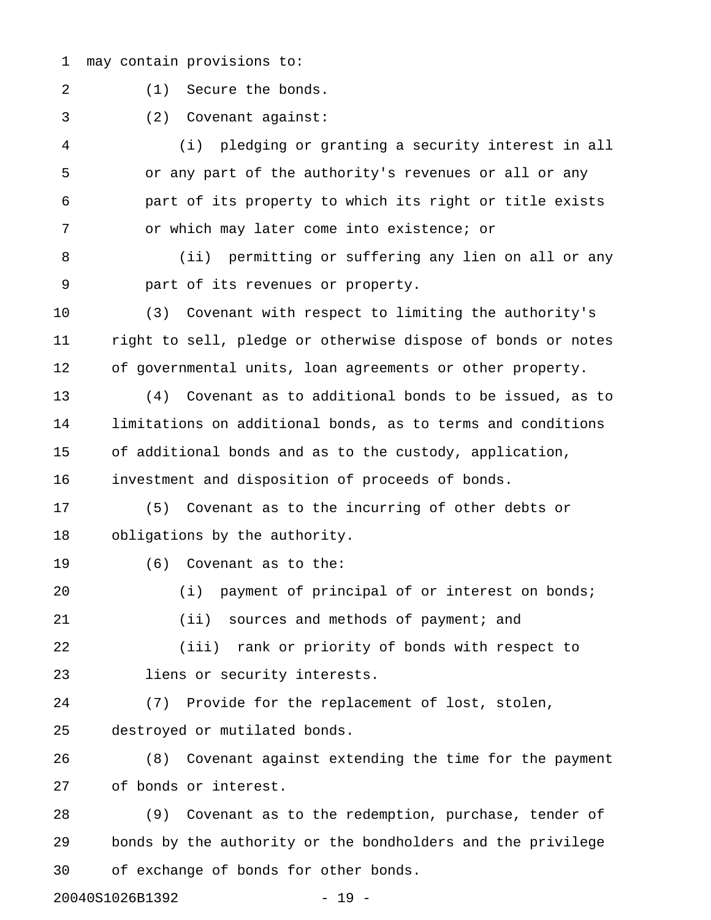may contain provisions to:

(1) Secure the bonds.

(2) Covenant against:

(i) pledging or granting a security interest in all or any part of the authority's revenues or all or any part of its property to which its right or title exists or which may later come into existence; or

(ii) permitting or suffering any lien on all or any part of its revenues or property.

(3) Covenant with respect to limiting the authority's right to sell, pledge or otherwise dispose of bonds or notes of governmental units, loan agreements or other property.

(4) Covenant as to additional bonds to be issued, as to limitations on additional bonds, as to terms and conditions of additional bonds and as to the custody, application, investment and disposition of proceeds of bonds.

(5) Covenant as to the incurring of other debts or obligations by the authority.

(6) Covenant as to the:

(i) payment of principal of or interest on bonds;

(ii) sources and methods of payment; and

(iii) rank or priority of bonds with respect to liens or security interests.

(7) Provide for the replacement of lost, stolen, destroyed or mutilated bonds.

(8) Covenant against extending the time for the payment of bonds or interest.

(9) Covenant as to the redemption, purchase, tender of bonds by the authority or the bondholders and the privilege of exchange of bonds for other bonds.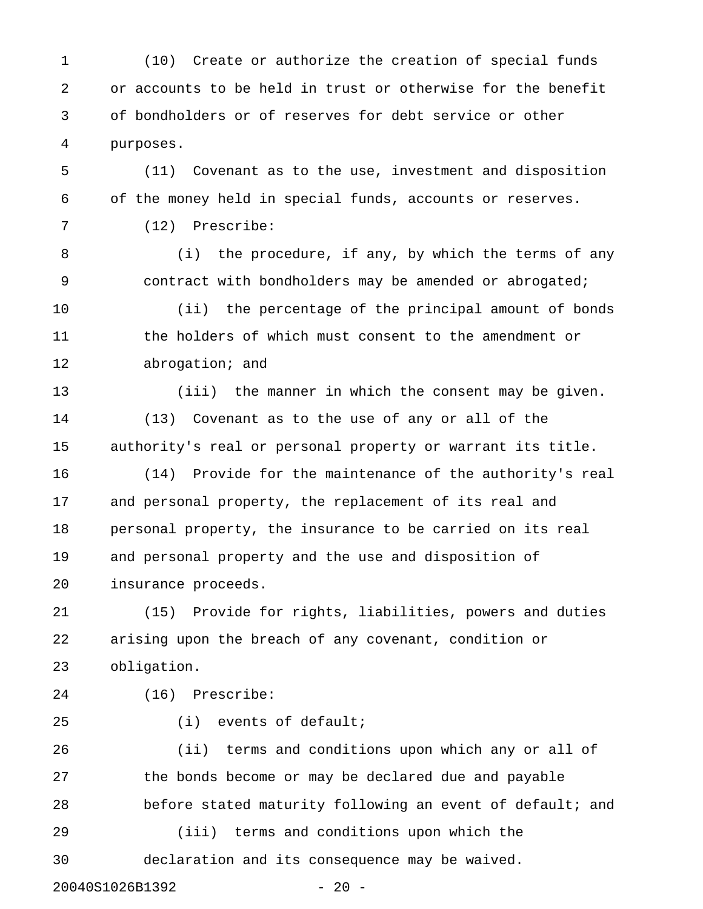(10) Create or authorize the creation of special funds or accounts to be held in trust or otherwise for the benefit of bondholders or of reserves for debt service or other purposes.

(11) Covenant as to the use, investment and disposition of the money held in special funds, accounts or reserves.

(12) Prescribe:

(i) the procedure, if any, by which the terms of any contract with bondholders may be amended or abrogated;

(ii) the percentage of the principal amount of bonds the holders of which must consent to the amendment or abrogation; and

(iii) the manner in which the consent may be given.

(13) Covenant as to the use of any or all of the authority's real or personal property or warrant its title.

(14) Provide for the maintenance of the authority's real and personal property, the replacement of its real and personal property, the insurance to be carried on its real and personal property and the use and disposition of insurance proceeds.

(15) Provide for rights, liabilities, powers and duties arising upon the breach of any covenant, condition or obligation.

(16) Prescribe:

(i) events of default;

(ii) terms and conditions upon which any or all of the bonds become or may be declared due and payable before stated maturity following an event of default; and

(iii) terms and conditions upon which the declaration and its consequence may be waived.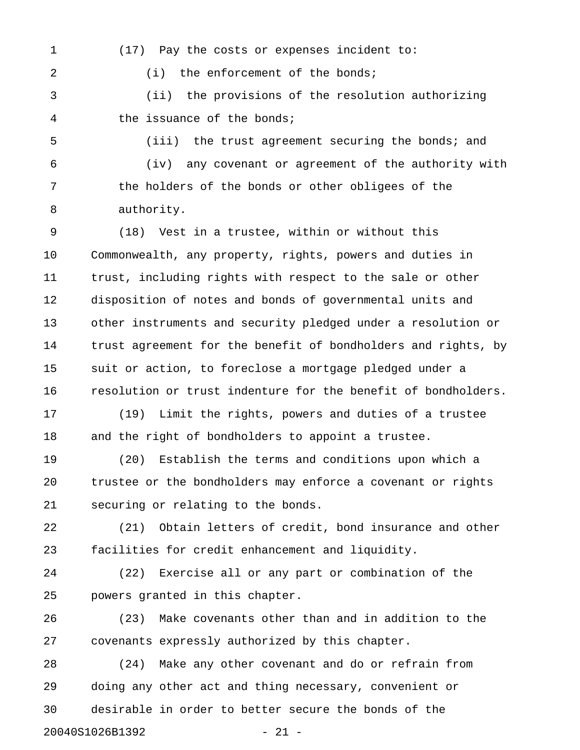(17) Pay the costs or expenses incident to:

(i) the enforcement of the bonds;

(ii) the provisions of the resolution authorizing the issuance of the bonds;

(iii) the trust agreement securing the bonds; and

(iv) any covenant or agreement of the authority with the holders of the bonds or other obligees of the authority.

(18) Vest in a trustee, within or without this Commonwealth, any property, rights, powers and duties in trust, including rights with respect to the sale or other disposition of notes and bonds of governmental units and other instruments and security pledged under a resolution or trust agreement for the benefit of bondholders and rights, by suit or action, to foreclose a mortgage pledged under a resolution or trust indenture for the benefit of bondholders.

(19) Limit the rights, powers and duties of a trustee and the right of bondholders to appoint a trustee.

(20) Establish the terms and conditions upon which a trustee or the bondholders may enforce a covenant or rights securing or relating to the bonds.

(21) Obtain letters of credit, bond insurance and other facilities for credit enhancement and liquidity.

(22) Exercise all or any part or combination of the powers granted in this chapter.

(23) Make covenants other than and in addition to the covenants expressly authorized by this chapter.

(24) Make any other covenant and do or refrain from doing any other act and thing necessary, convenient or desirable in order to better secure the bonds of the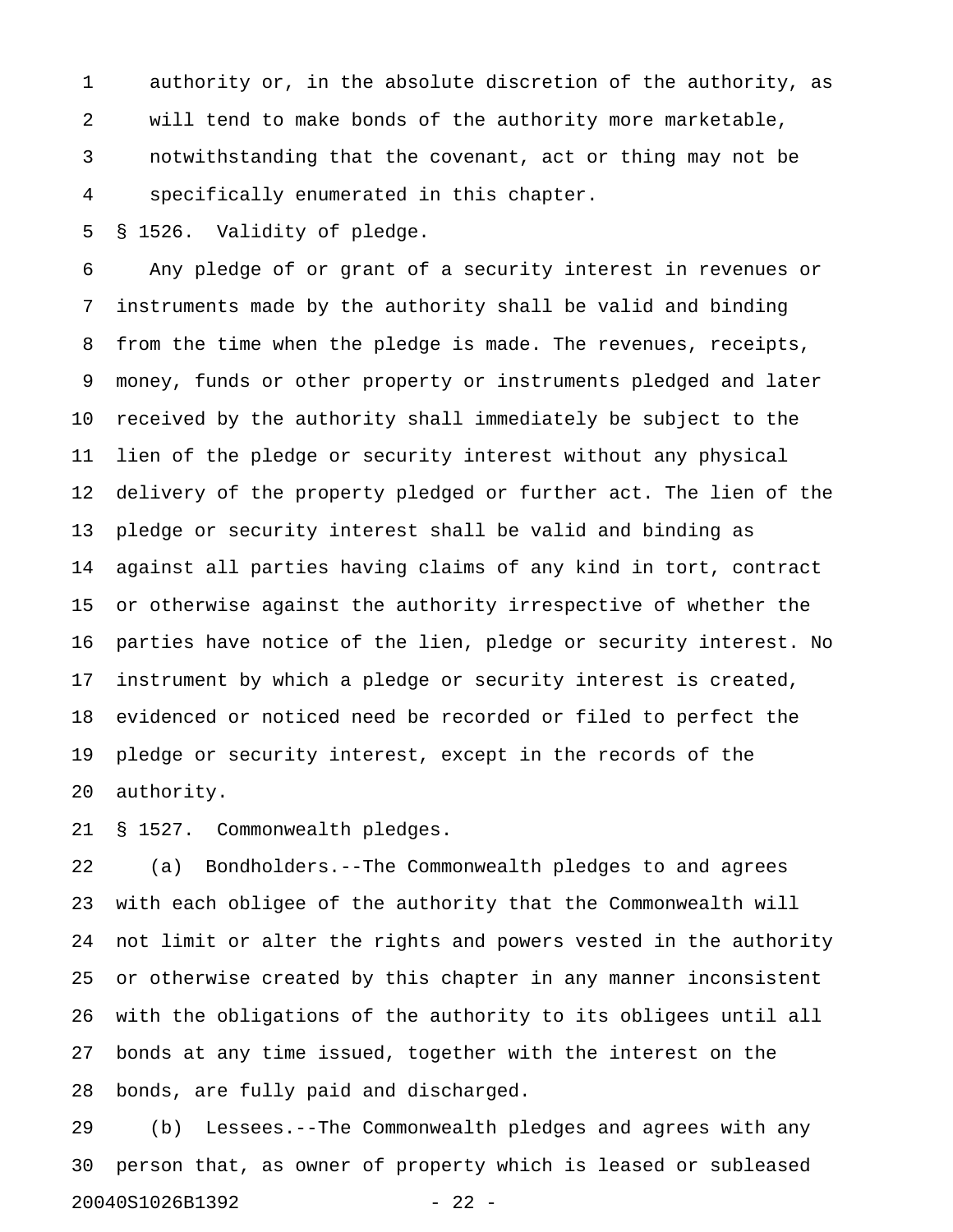authority or, in the absolute discretion of the authority, as will tend to make bonds of the authority more marketable, notwithstanding that the covenant, act or thing may not be specifically enumerated in this chapter.

§ 1526. Validity of pledge.

Any pledge of or grant of a security interest in revenues or instruments made by the authority shall be valid and binding from the time when the pledge is made. The revenues, receipts, money, funds or other property or instruments pledged and later received by the authority shall immediately be subject to the lien of the pledge or security interest without any physical delivery of the property pledged or further act. The lien of the pledge or security interest shall be valid and binding as against all parties having claims of any kind in tort, contract or otherwise against the authority irrespective of whether the parties have notice of the lien, pledge or security interest. No instrument by which a pledge or security interest is created, evidenced or noticed need be recorded or filed to perfect the pledge or security interest, except in the records of the authority.

§ 1527. Commonwealth pledges.

(a) Bondholders.--The Commonwealth pledges to and agrees with each obligee of the authority that the Commonwealth will not limit or alter the rights and powers vested in the authority or otherwise created by this chapter in any manner inconsistent with the obligations of the authority to its obligees until all bonds at any time issued, together with the interest on the bonds, are fully paid and discharged.

(b) Lessees.--The Commonwealth pledges and agrees with any person that, as owner of property which is leased or subleased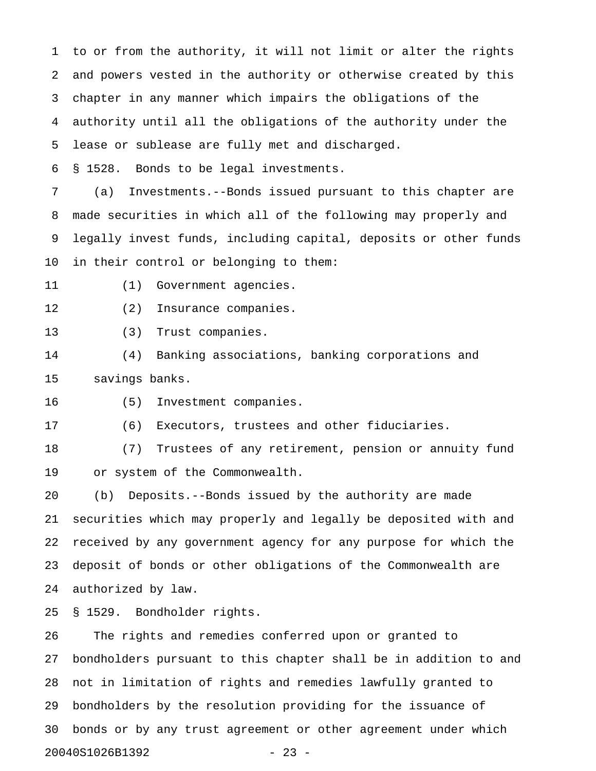to or from the authority, it will not limit or alter the rights and powers vested in the authority or otherwise created by this chapter in any manner which impairs the obligations of the authority until all the obligations of the authority under the lease or sublease are fully met and discharged.

§ 1528. Bonds to be legal investments.

(a) Investments.--Bonds issued pursuant to this chapter are made securities in which all of the following may properly and legally invest funds, including capital, deposits or other funds in their control or belonging to them:

(1) Government agencies.

(2) Insurance companies.

(3) Trust companies.

(4) Banking associations, banking corporations and savings banks.

(5) Investment companies.

(6) Executors, trustees and other fiduciaries.

(7) Trustees of any retirement, pension or annuity fund or system of the Commonwealth.

(b) Deposits.--Bonds issued by the authority are made securities which may properly and legally be deposited with and received by any government agency for any purpose for which the deposit of bonds or other obligations of the Commonwealth are authorized by law.

§ 1529. Bondholder rights.

The rights and remedies conferred upon or granted to bondholders pursuant to this chapter shall be in addition to and not in limitation of rights and remedies lawfully granted to bondholders by the resolution providing for the issuance of bonds or by any trust agreement or other agreement under which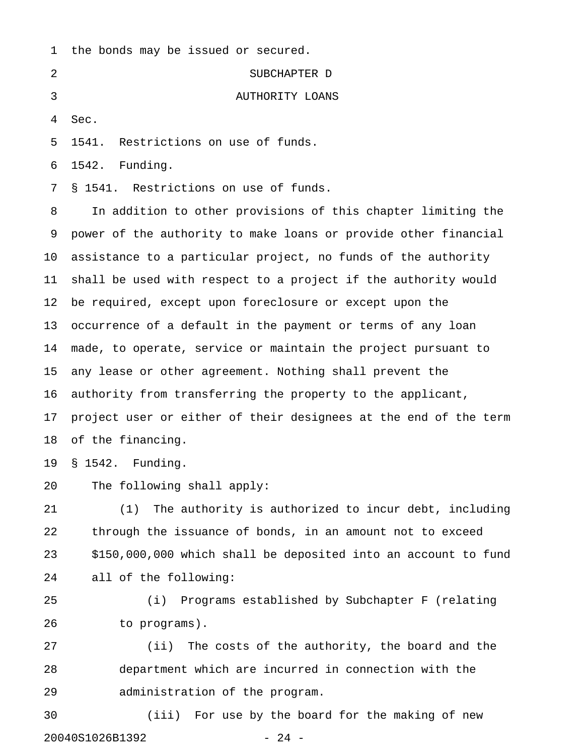the bonds may be issued or secured.

SUBCHAPTER D

AUTHORITY LOANS

Sec.

1541. Restrictions on use of funds.

1542. Funding.

§ 1541. Restrictions on use of funds.

In addition to other provisions of this chapter limiting the power of the authority to make loans or provide other financial assistance to a particular project, no funds of the authority shall be used with respect to a project if the authority would be required, except upon foreclosure or except upon the occurrence of a default in the payment or terms of any loan made, to operate, service or maintain the project pursuant to any lease or other agreement. Nothing shall prevent the authority from transferring the property to the applicant, project user or either of their designees at the end of the term of the financing.

§ 1542. Funding.

The following shall apply:

(1) The authority is authorized to incur debt, including through the issuance of bonds, in an amount not to exceed $150,000,000 which shall be deposited into an account to fund all of the following:

(i) Programs established by Subchapter F (relating to programs).

(ii) The costs of the authority, the board and the department which are incurred in connection with the administration of the program.

(iii) For use by the board for the making of new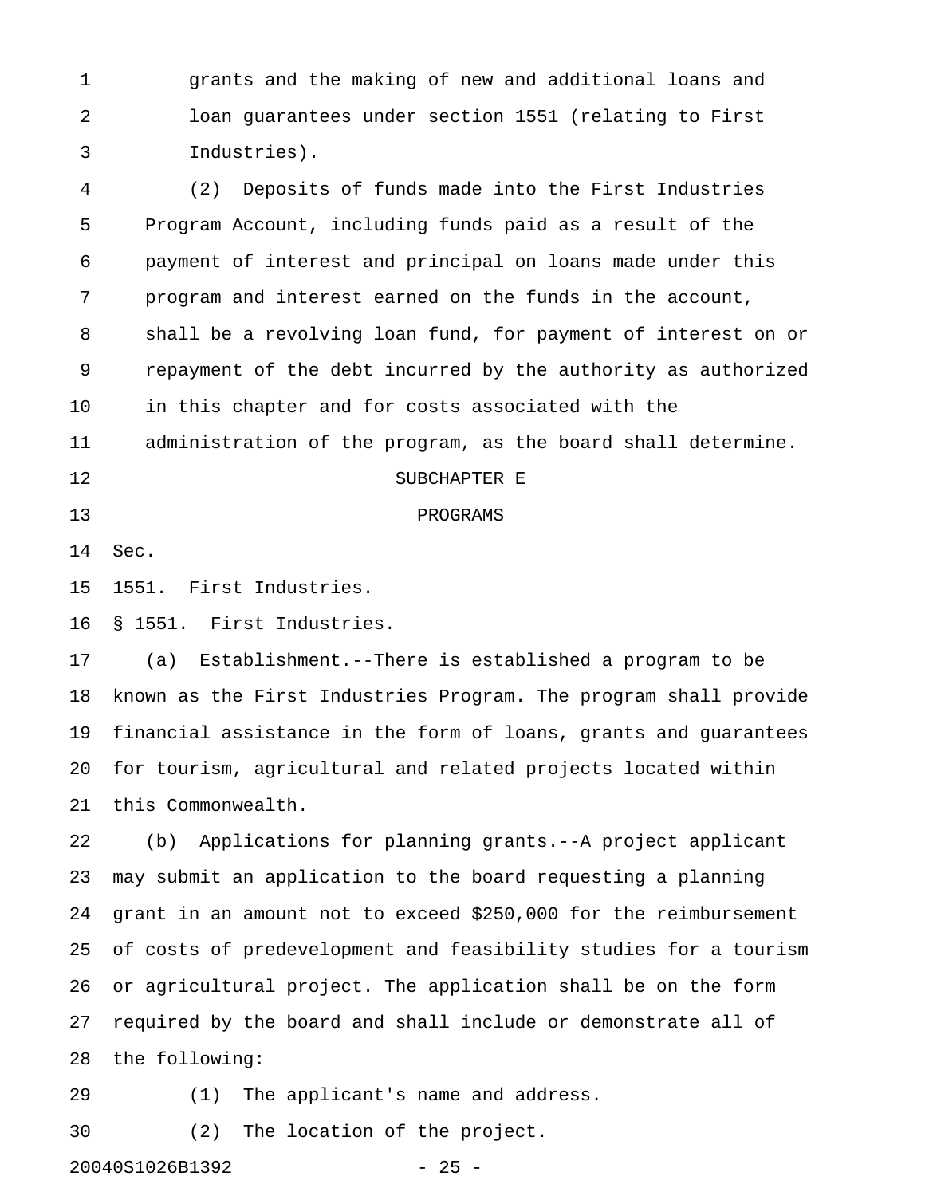grants and the making of new and additional loans and loan guarantees under section 1551 (relating to First Industries).

(2) Deposits of funds made into the First Industries Program Account, including funds paid as a result of the payment of interest and principal on loans made under this program and interest earned on the funds in the account, shall be a revolving loan fund, for payment of interest on or repayment of the debt incurred by the authority as authorized in this chapter and for costs associated with the administration of the program, as the board shall determine.

SUBCHAPTER E

PROGRAMS

Sec.

1551. First Industries.

§ 1551. First Industries.

(a) Establishment.--There is established a program to be known as the First Industries Program. The program shall provide financial assistance in the form of loans, grants and guarantees for tourism, agricultural and related projects located within this Commonwealth.

(b) Applications for planning grants.--A project applicant may submit an application to the board requesting a planning grant in an amount not to exceed $250,000 for the reimbursement of costs of predevelopment and feasibility studies for a tourism or agricultural project. The application shall be on the form required by the board and shall include or demonstrate all of the following:

(1) The applicant's name and address.

(2) The location of the project.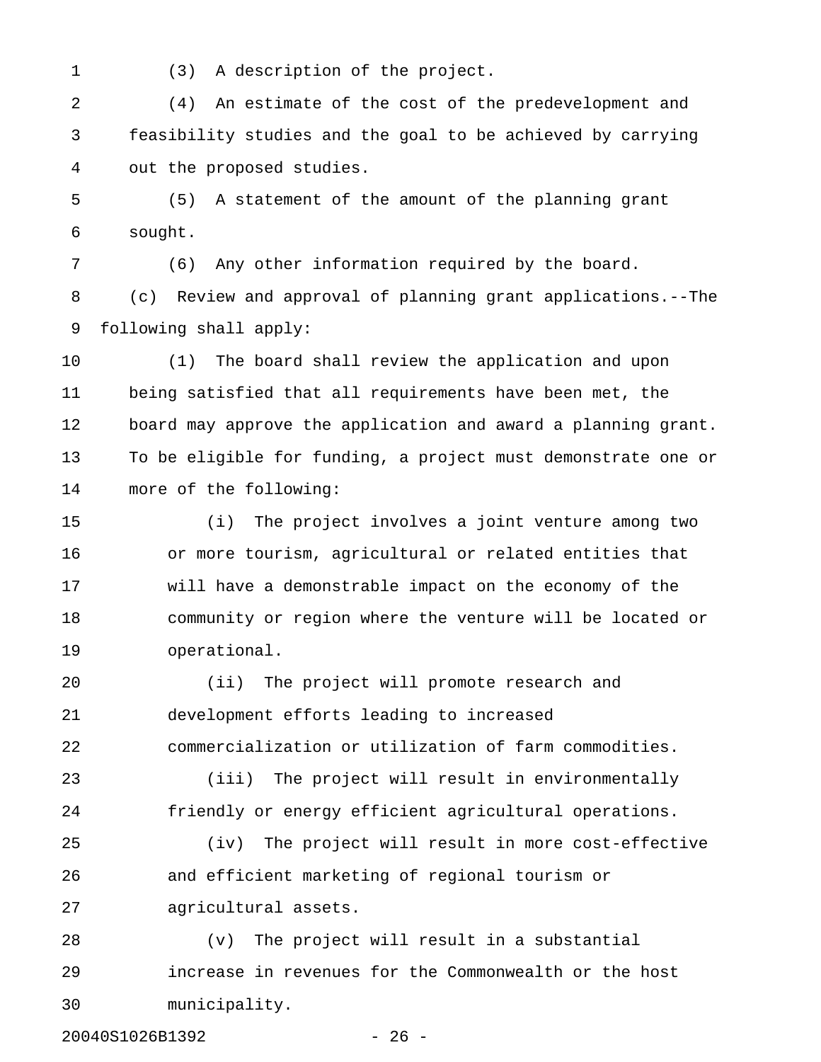(3) A description of the project.

(4) An estimate of the cost of the predevelopment and feasibility studies and the goal to be achieved by carrying out the proposed studies.

(5) A statement of the amount of the planning grant sought.

(6) Any other information required by the board.

(c) Review and approval of planning grant applications.--The following shall apply:

(1) The board shall review the application and upon being satisfied that all requirements have been met, the board may approve the application and award a planning grant. To be eligible for funding, a project must demonstrate one or more of the following:

(i) The project involves a joint venture among two or more tourism, agricultural or related entities that will have a demonstrable impact on the economy of the community or region where the venture will be located or operational.

(ii) The project will promote research and development efforts leading to increased commercialization or utilization of farm commodities.

(iii) The project will result in environmentally friendly or energy efficient agricultural operations.

(iv) The project will result in more cost-effective and efficient marketing of regional tourism or agricultural assets.

(v) The project will result in a substantial increase in revenues for the Commonwealth or the host municipality.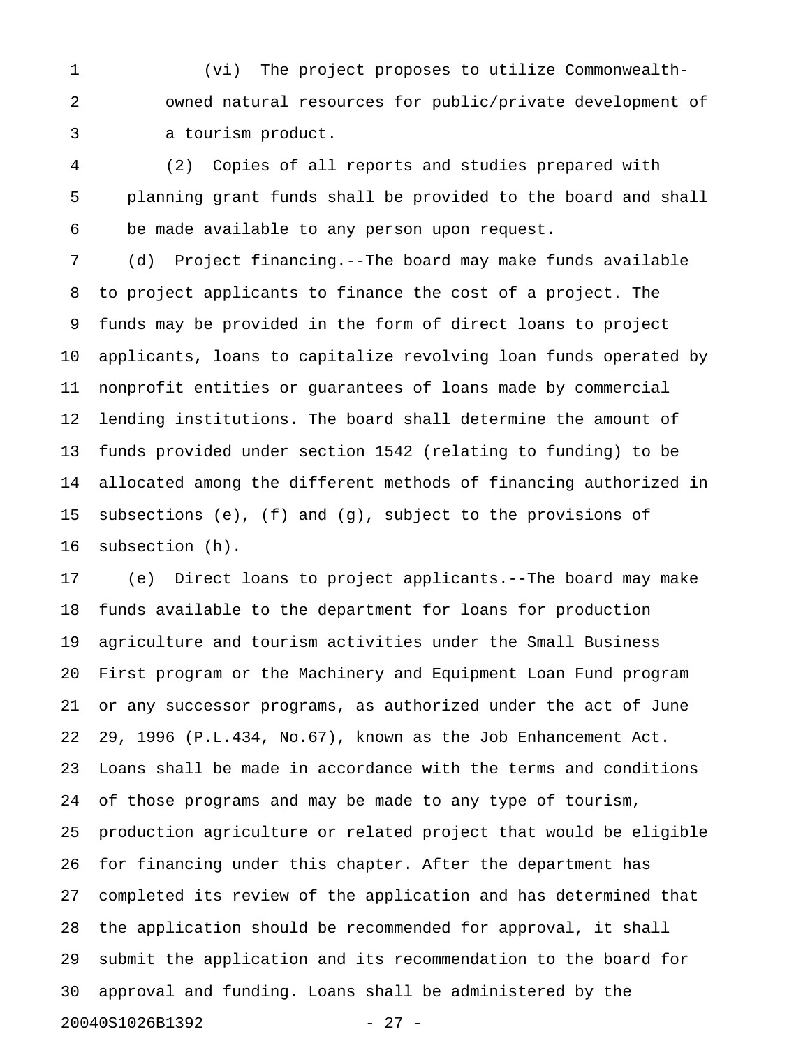(vi) The project proposes to utilize Commonwealth-owned natural resources for public/private development of a tourism product.

(2) Copies of all reports and studies prepared with planning grant funds shall be provided to the board and shall be made available to any person upon request.

(d) Project financing.--The board may make funds available to project applicants to finance the cost of a project. The funds may be provided in the form of direct loans to project applicants, loans to capitalize revolving loan funds operated by nonprofit entities or guarantees of loans made by commercial lending institutions. The board shall determine the amount of funds provided under section 1542 (relating to funding) to be allocated among the different methods of financing authorized in subsections (e), (f) and (g), subject to the provisions of subsection (h).

(e) Direct loans to project applicants.--The board may make funds available to the department for loans for production agriculture and tourism activities under the Small Business First program or the Machinery and Equipment Loan Fund program or any successor programs, as authorized under the act of June 29, 1996 (P.L.434, No.67), known as the Job Enhancement Act. Loans shall be made in accordance with the terms and conditions of those programs and may be made to any type of tourism, production agriculture or related project that would be eligible for financing under this chapter. After the department has completed its review of the application and has determined that the application should be recommended for approval, it shall submit the application and its recommendation to the board for approval and funding. Loans shall be administered by the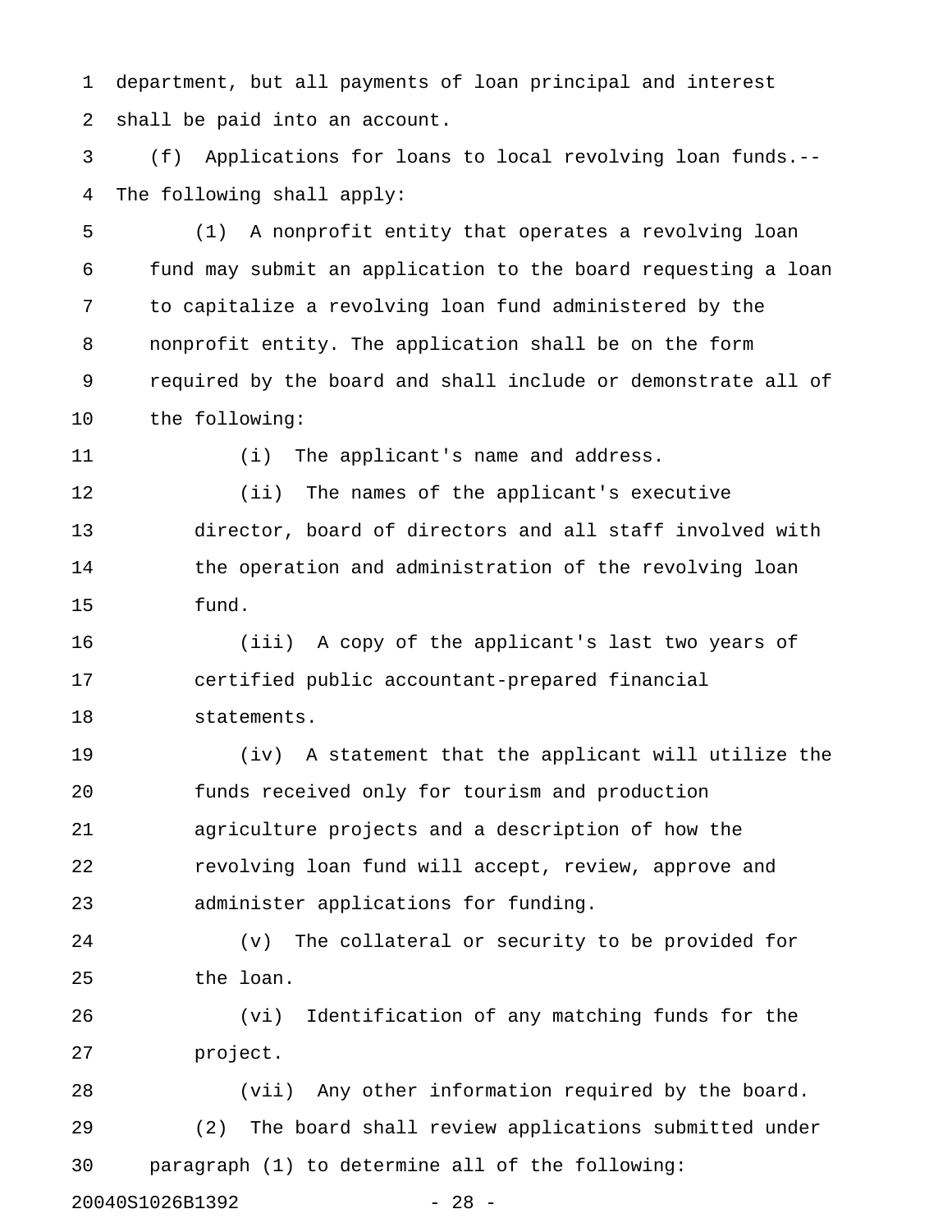department, but all payments of loan principal and interest shall be paid into an account.

(f) Applications for loans to local revolving loan funds.--The following shall apply:

(1) A nonprofit entity that operates a revolving loan fund may submit an application to the board requesting a loan to capitalize a revolving loan fund administered by the nonprofit entity. The application shall be on the form required by the board and shall include or demonstrate all of the following:

(i) The applicant's name and address.

(ii) The names of the applicant's executive director, board of directors and all staff involved with the operation and administration of the revolving loan fund.

(iii) A copy of the applicant's last two years of certified public accountant-prepared financial statements.

(iv) A statement that the applicant will utilize the funds received only for tourism and production agriculture projects and a description of how the revolving loan fund will accept, review, approve and administer applications for funding.

(v) The collateral or security to be provided for the loan.

(vi) Identification of any matching funds for the project.

(vii) Any other information required by the board.

(2) The board shall review applications submitted under paragraph (1) to determine all of the following: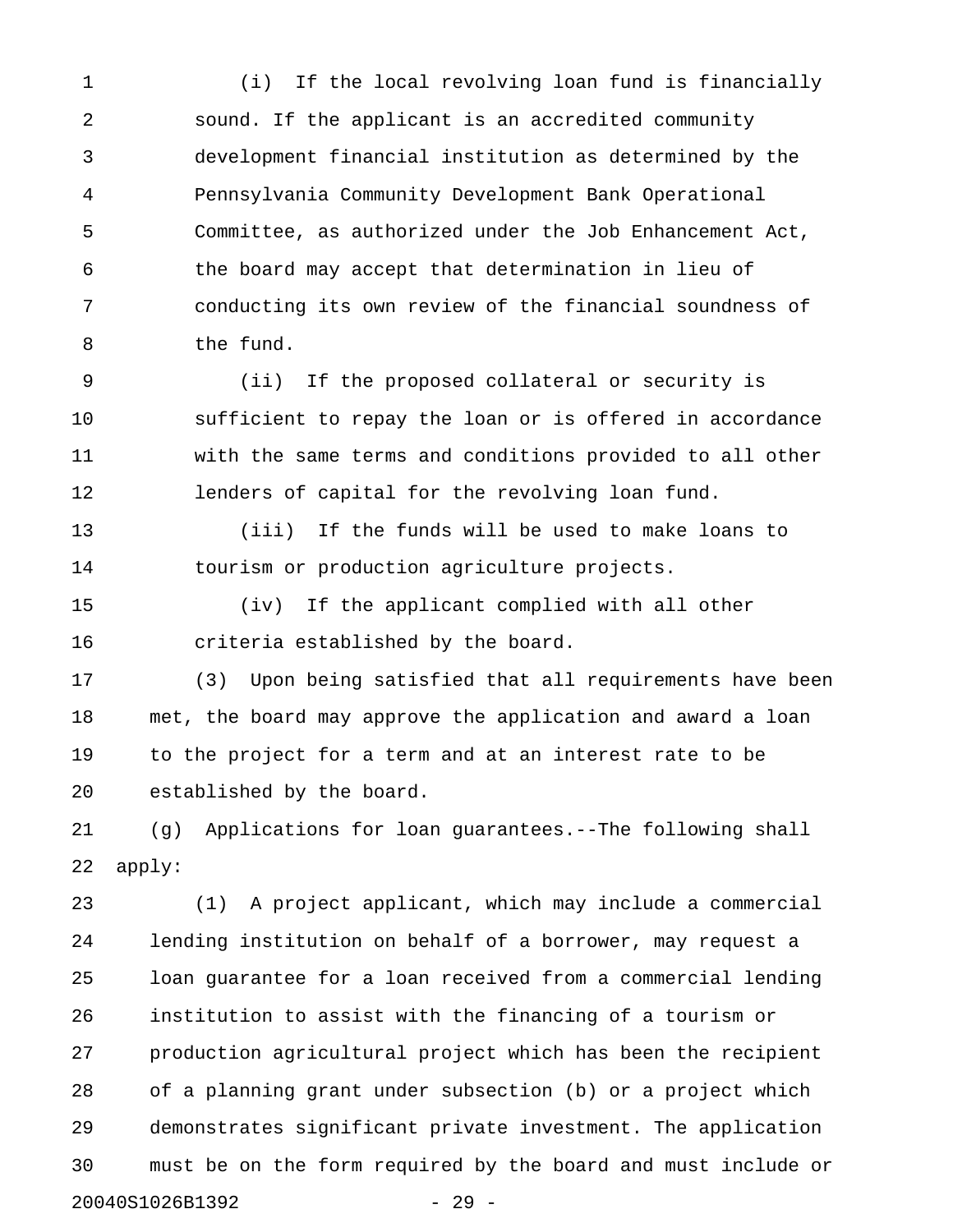(i) If the local revolving loan fund is financially sound. If the applicant is an accredited community development financial institution as determined by the Pennsylvania Community Development Bank Operational Committee, as authorized under the Job Enhancement Act, the board may accept that determination in lieu of conducting its own review of the financial soundness of the fund.

(ii) If the proposed collateral or security is sufficient to repay the loan or is offered in accordance with the same terms and conditions provided to all other lenders of capital for the revolving loan fund.

(iii) If the funds will be used to make loans to tourism or production agriculture projects.

(iv) If the applicant complied with all other criteria established by the board.

(3) Upon being satisfied that all requirements have been met, the board may approve the application and award a loan to the project for a term and at an interest rate to be established by the board.

(g) Applications for loan guarantees.--The following shall apply:

(1) A project applicant, which may include a commercial lending institution on behalf of a borrower, may request a loan guarantee for a loan received from a commercial lending institution to assist with the financing of a tourism or production agricultural project which has been the recipient of a planning grant under subsection (b) or a project which demonstrates significant private investment. The application must be on the form required by the board and must include or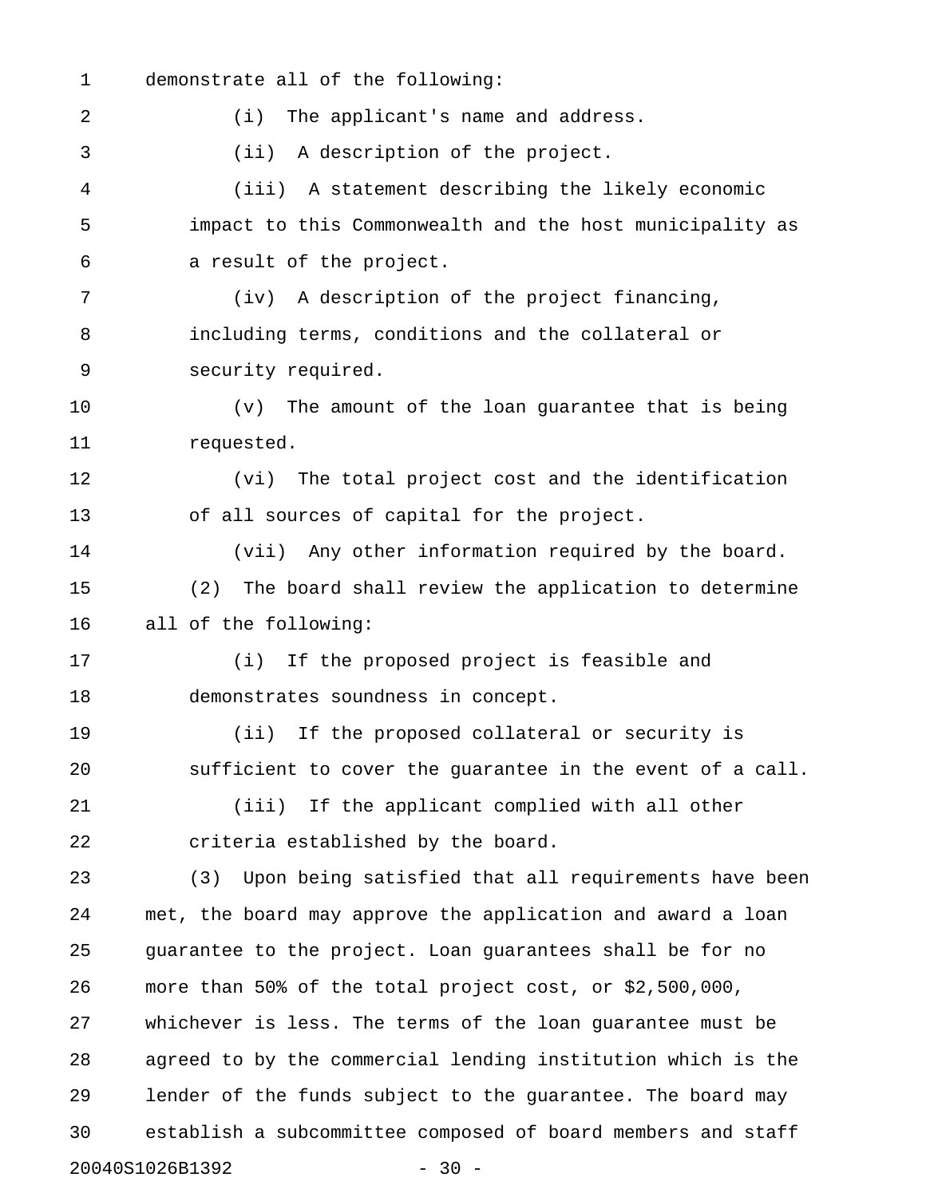demonstrate all of the following:

(i) The applicant's name and address.

(ii) A description of the project.

(iii) A statement describing the likely economic impact to this Commonwealth and the host municipality as a result of the project.

(iv) A description of the project financing, including terms, conditions and the collateral or security required.

(v) The amount of the loan guarantee that is being requested.

(vi) The total project cost and the identification of all sources of capital for the project.

(vii) Any other information required by the board.

(2) The board shall review the application to determine all of the following:

(i) If the proposed project is feasible and demonstrates soundness in concept.

(ii) If the proposed collateral or security is sufficient to cover the guarantee in the event of a call.

(iii) If the applicant complied with all other criteria established by the board.

(3) Upon being satisfied that all requirements have been met, the board may approve the application and award a loan guarantee to the project. Loan guarantees shall be for no more than 50% of the total project cost, or $2,500,000, whichever is less. The terms of the loan guarantee must be agreed to by the commercial lending institution which is the lender of the funds subject to the guarantee. The board may establish a subcommittee composed of board members and staff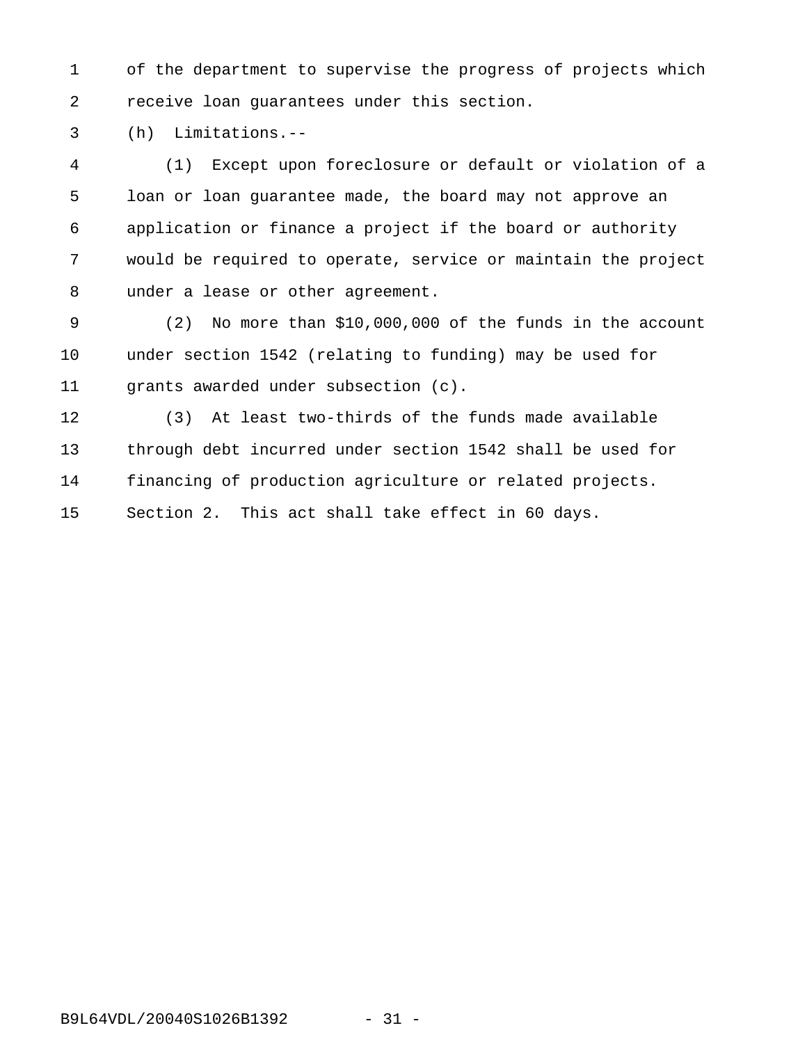of the department to supervise the progress of projects which receive loan guarantees under this section.

(h) Limitations.--

(1) Except upon foreclosure or default or violation of a loan or loan guarantee made, the board may not approve an application or finance a project if the board or authority would be required to operate, service or maintain the project under a lease or other agreement.

(2) No more than $10,000,000 of the funds in the account under section 1542 (relating to funding) may be used for grants awarded under subsection (c).

(3) At least two-thirds of the funds made available through debt incurred under section 1542 shall be used for financing of production agriculture or related projects.

Section 2. This act shall take effect in 60 days.